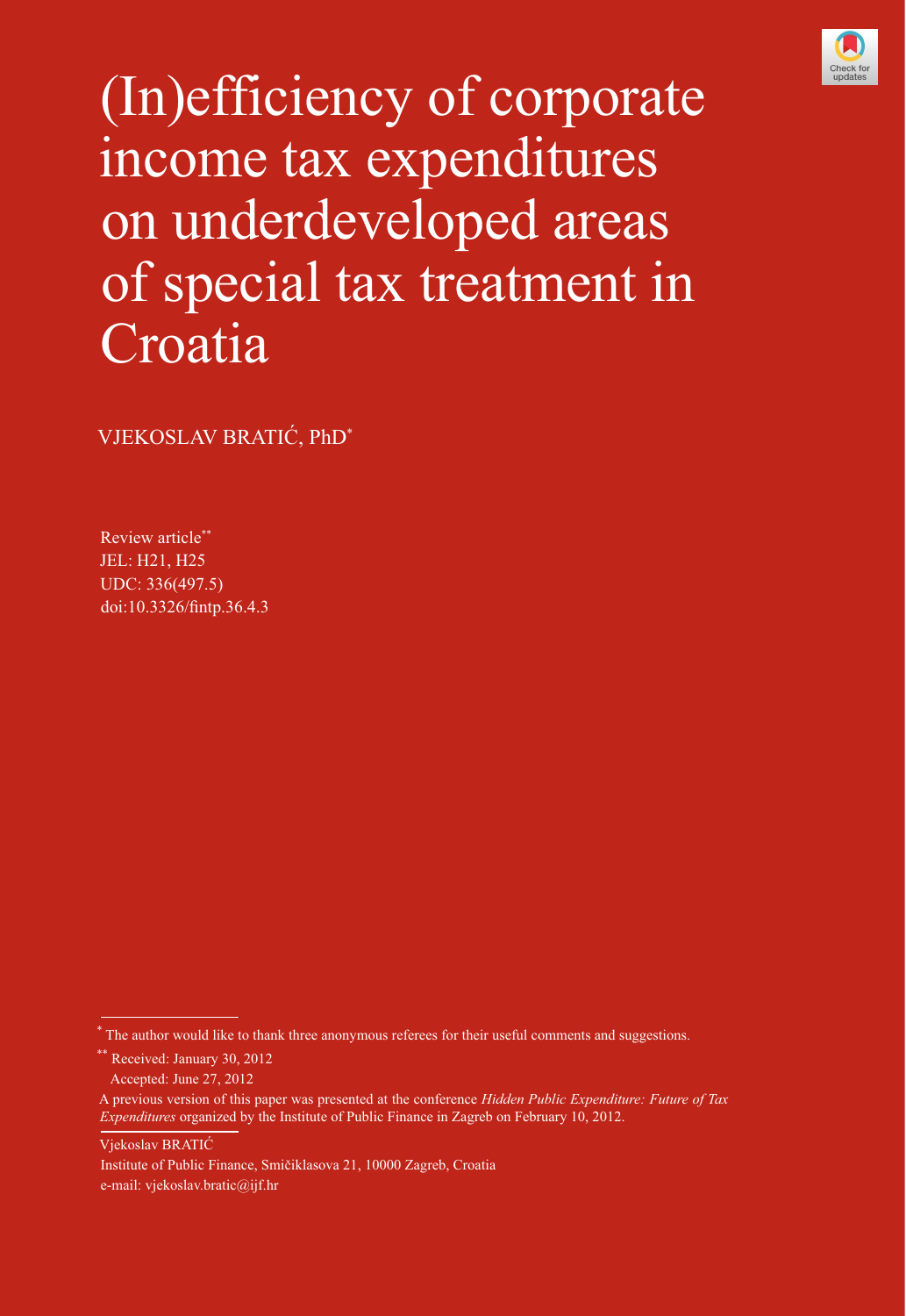# (In)efficiency of corporate income tax expenditures on underdeveloped areas of special tax treatment in Croatia

VJEKOSLAV BRATIĆ, PhD*

Review article**
JEL: H21, H25
UDC: 336(497.5)
doi:10.3326/fintp.36.4.3

* The author would like to thank three anonymous referees for their useful comments and suggestions.

** Received: January 30, 2012
Accepted: June 27, 2012

A previous version of this paper was presented at the conference *Hidden Public Expenditure: Future of Tax Expenditures* organized by the Institute of Public Finance in Zagreb on February 10, 2012.

Vjekoslav BRATIĆ
Institute of Public Finance, Smičiklasova 21, 10000 Zagreb, Croatia
e-mail: vjekoslav.bratic@ijf.hr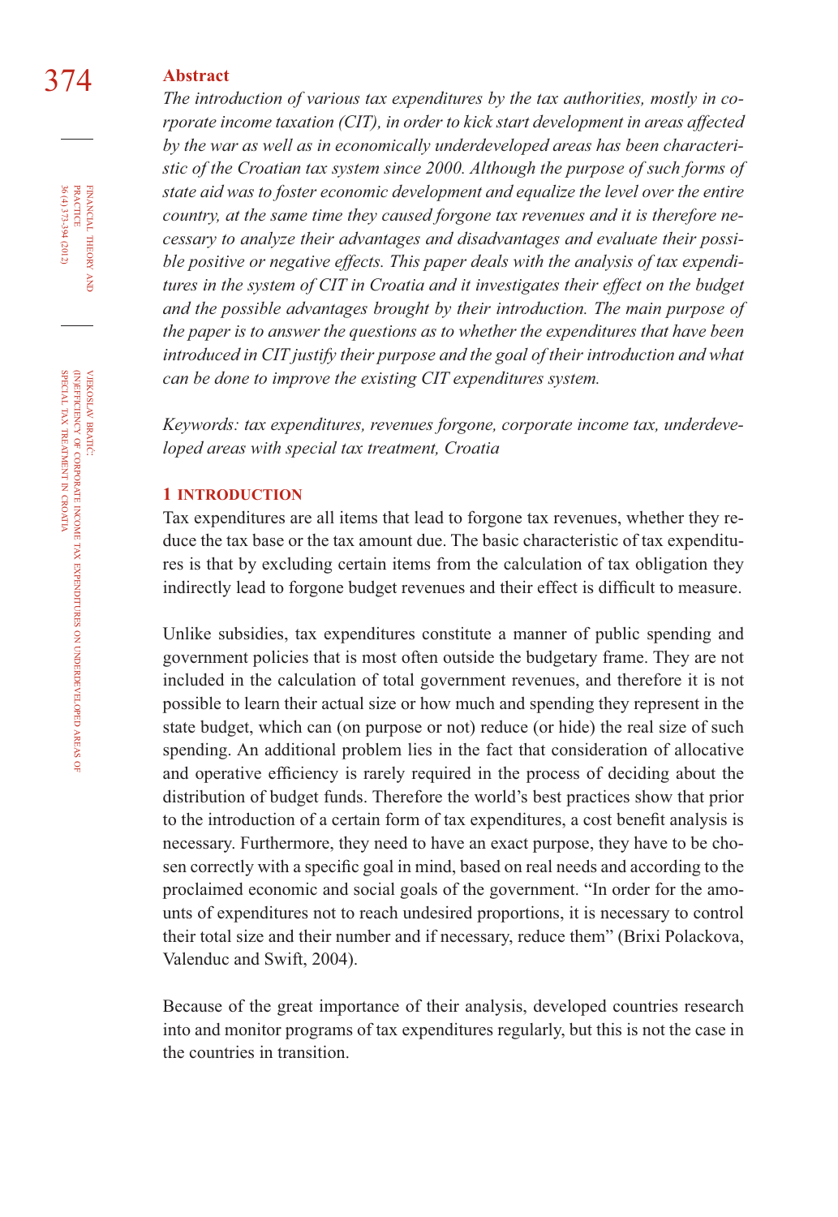**Abstract**

*The introduction of various tax expenditures by the tax authorities, mostly in corporate income taxation (CIT), in order to kick start development in areas affected by the war as well as in economically underdeveloped areas has been characteristic of the Croatian tax system since 2000. Although the purpose of such forms of state aid was to foster economic development and equalize the level over the entire country, at the same time they caused forgone tax revenues and it is therefore necessary to analyze their advantages and disadvantages and evaluate their possible positive or negative effects. This paper deals with the analysis of tax expenditures in the system of CIT in Croatia and it investigates their effect on the budget and the possible advantages brought by their introduction. The main purpose of the paper is to answer the questions as to whether the expenditures that have been introduced in CIT justify their purpose and the goal of their introduction and what can be done to improve the existing CIT expenditures system.*

*Keywords: tax expenditures, revenues forgone, corporate income tax, underdeveloped areas with special tax treatment, Croatia*

## 1 INTRODUCTION

Tax expenditures are all items that lead to forgone tax revenues, whether they reduce the tax base or the tax amount due. The basic characteristic of tax expenditures is that by excluding certain items from the calculation of tax obligation they indirectly lead to forgone budget revenues and their effect is difficult to measure.

Unlike subsidies, tax expenditures constitute a manner of public spending and government policies that is most often outside the budgetary frame. They are not included in the calculation of total government revenues, and therefore it is not possible to learn their actual size or how much and spending they represent in the state budget, which can (on purpose or not) reduce (or hide) the real size of such spending. An additional problem lies in the fact that consideration of allocative and operative efficiency is rarely required in the process of deciding about the distribution of budget funds. Therefore the world's best practices show that prior to the introduction of a certain form of tax expenditures, a cost benefit analysis is necessary. Furthermore, they need to have an exact purpose, they have to be chosen correctly with a specific goal in mind, based on real needs and according to the proclaimed economic and social goals of the government. "In order for the amounts of expenditures not to reach undesired proportions, it is necessary to control their total size and their number and if necessary, reduce them" (Brixi Polackova, Valenduc and Swift, 2004).

Because of the great importance of their analysis, developed countries research into and monitor programs of tax expenditures regularly, but this is not the case in the countries in transition.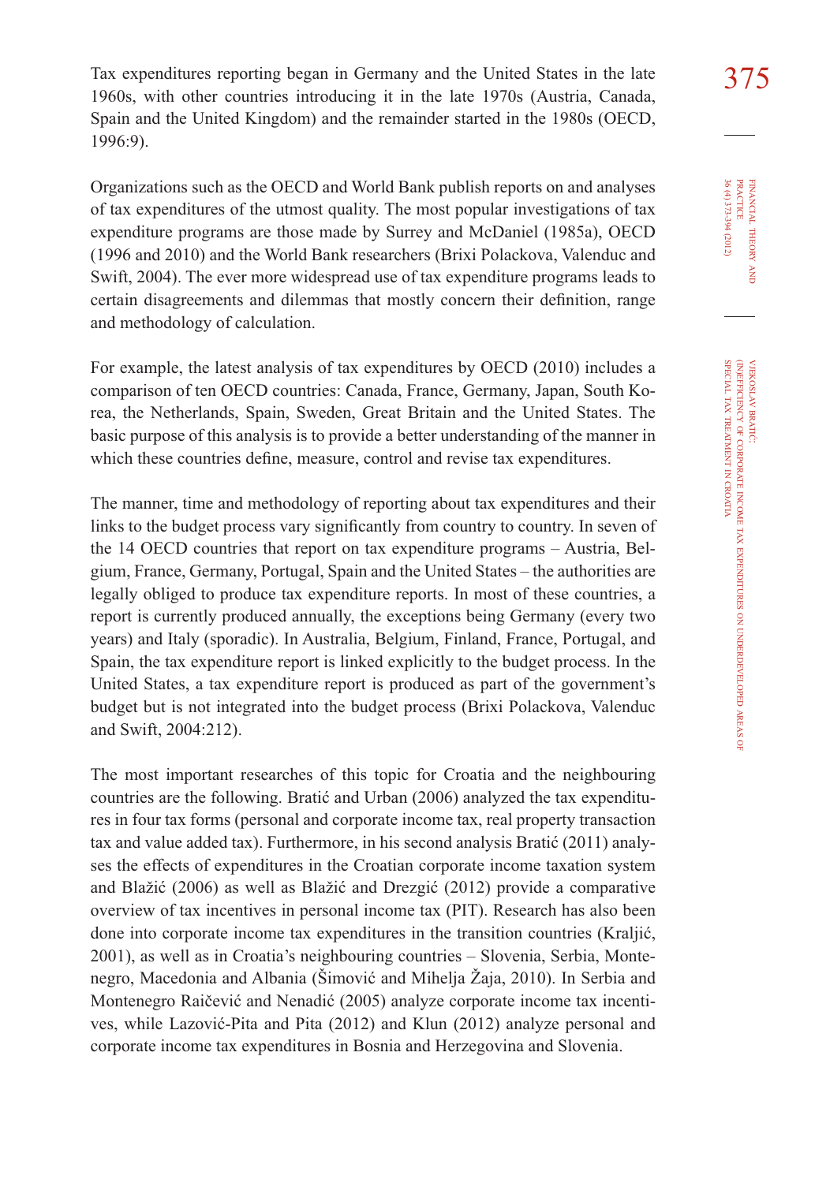Tax expenditures reporting began in Germany and the United States in the late 1960s, with other countries introducing it in the late 1970s (Austria, Canada, Spain and the United Kingdom) and the remainder started in the 1980s (OECD, 1996:9).

Organizations such as the OECD and World Bank publish reports on and analyses of tax expenditures of the utmost quality. The most popular investigations of tax expenditure programs are those made by Surrey and McDaniel (1985a), OECD (1996 and 2010) and the World Bank researchers (Brixi Polackova, Valenduc and Swift, 2004). The ever more widespread use of tax expenditure programs leads to certain disagreements and dilemmas that mostly concern their definition, range and methodology of calculation.

For example, the latest analysis of tax expenditures by OECD (2010) includes a comparison of ten OECD countries: Canada, France, Germany, Japan, South Korea, the Netherlands, Spain, Sweden, Great Britain and the United States. The basic purpose of this analysis is to provide a better understanding of the manner in which these countries define, measure, control and revise tax expenditures.

The manner, time and methodology of reporting about tax expenditures and their links to the budget process vary significantly from country to country. In seven of the 14 OECD countries that report on tax expenditure programs – Austria, Belgium, France, Germany, Portugal, Spain and the United States – the authorities are legally obliged to produce tax expenditure reports. In most of these countries, a report is currently produced annually, the exceptions being Germany (every two years) and Italy (sporadic). In Australia, Belgium, Finland, France, Portugal, and Spain, the tax expenditure report is linked explicitly to the budget process. In the United States, a tax expenditure report is produced as part of the government's budget but is not integrated into the budget process (Brixi Polackova, Valenduc and Swift, 2004:212).

The most important researches of this topic for Croatia and the neighbouring countries are the following. Bratić and Urban (2006) analyzed the tax expenditures in four tax forms (personal and corporate income tax, real property transaction tax and value added tax). Furthermore, in his second analysis Bratić (2011) analyses the effects of expenditures in the Croatian corporate income taxation system and Blažić (2006) as well as Blažić and Drezgić (2012) provide a comparative overview of tax incentives in personal income tax (PIT). Research has also been done into corporate income tax expenditures in the transition countries (Kraljić, 2001), as well as in Croatia's neighbouring countries – Slovenia, Serbia, Montenegro, Macedonia and Albania (Šimović and Mihelja Žaja, 2010). In Serbia and Montenegro Raičević and Nenadić (2005) analyze corporate income tax incentives, while Lazović-Pita and Pita (2012) and Klun (2012) analyze personal and corporate income tax expenditures in Bosnia and Herzegovina and Slovenia.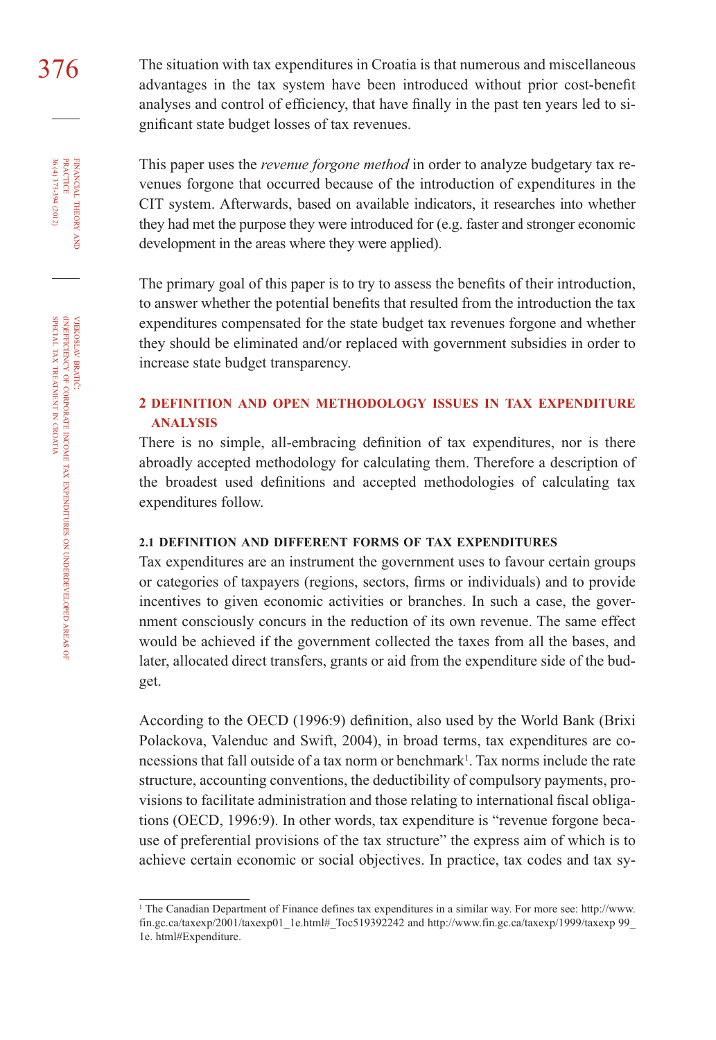The situation with tax expenditures in Croatia is that numerous and miscellaneous advantages in the tax system have been introduced without prior cost-benefit analyses and control of efficiency, that have finally in the past ten years led to significant state budget losses of tax revenues.

This paper uses the *revenue forgone method* in order to analyze budgetary tax revenues forgone that occurred because of the introduction of expenditures in the CIT system. Afterwards, based on available indicators, it researches into whether they had met the purpose they were introduced for (e.g. faster and stronger economic development in the areas where they were applied).

The primary goal of this paper is to try to assess the benefits of their introduction, to answer whether the potential benefits that resulted from the introduction the tax expenditures compensated for the state budget tax revenues forgone and whether they should be eliminated and/or replaced with government subsidies in order to increase state budget transparency.

## 2 DEFINITION AND OPEN METHODOLOGY ISSUES IN TAX EXPENDITURE ANALYSIS

There is no simple, all-embracing definition of tax expenditures, nor is there abroadly accepted methodology for calculating them. Therefore a description of the broadest used definitions and accepted methodologies of calculating tax expenditures follow.

### 2.1 DEFINITION AND DIFFERENT FORMS OF TAX EXPENDITURES

Tax expenditures are an instrument the government uses to favour certain groups or categories of taxpayers (regions, sectors, firms or individuals) and to provide incentives to given economic activities or branches. In such a case, the government consciously concurs in the reduction of its own revenue. The same effect would be achieved if the government collected the taxes from all the bases, and later, allocated direct transfers, grants or aid from the expenditure side of the budget.

According to the OECD (1996:9) definition, also used by the World Bank (Brixi Polackova, Valenduc and Swift, 2004), in broad terms, tax expenditures are concessions that fall outside of a tax norm or benchmark[1]. Tax norms include the rate structure, accounting conventions, the deductibility of compulsory payments, provisions to facilitate administration and those relating to international fiscal obligations (OECD, 1996:9). In other words, tax expenditure is "revenue forgone because of preferential provisions of the tax structure" the express aim of which is to achieve certain economic or social objectives. In practice, tax codes and tax sy-

[1] The Canadian Department of Finance defines tax expenditures in a similar way. For more see: http://www.fin.gc.ca/taxexp/2001/taxexp01_1e.html#_Toc519392242 and http://www.fin.gc.ca/taxexp/1999/taxexp 99_1e. html#Expenditure.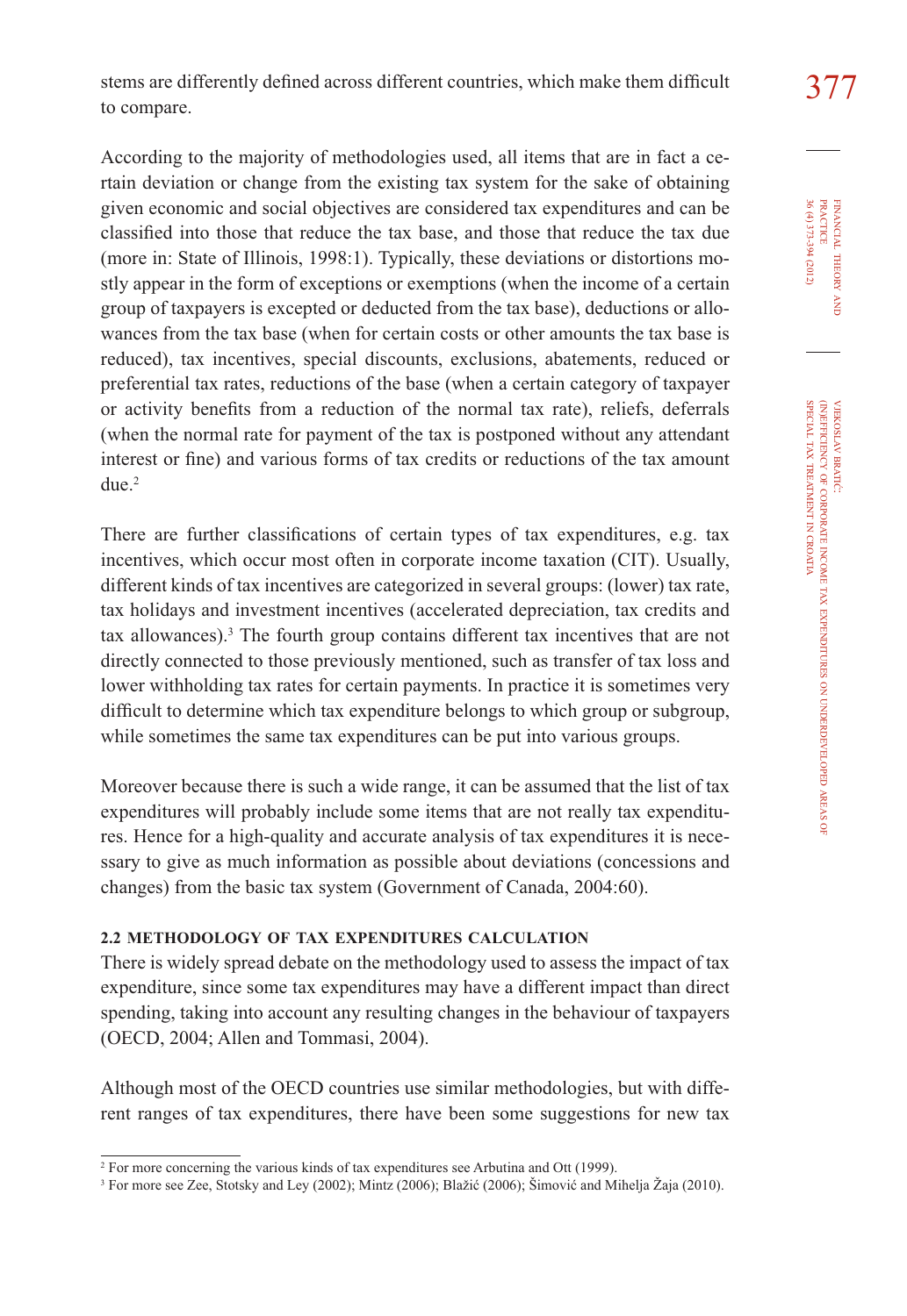stems are differently defined across different countries, which make them difficult to compare.

According to the majority of methodologies used, all items that are in fact a certain deviation or change from the existing tax system for the sake of obtaining given economic and social objectives are considered tax expenditures and can be classified into those that reduce the tax base, and those that reduce the tax due (more in: State of Illinois, 1998:1). Typically, these deviations or distortions mostly appear in the form of exceptions or exemptions (when the income of a certain group of taxpayers is excepted or deducted from the tax base), deductions or allowances from the tax base (when for certain costs or other amounts the tax base is reduced), tax incentives, special discounts, exclusions, abatements, reduced or preferential tax rates, reductions of the base (when a certain category of taxpayer or activity benefits from a reduction of the normal tax rate), reliefs, deferrals (when the normal rate for payment of the tax is postponed without any attendant interest or fine) and various forms of tax credits or reductions of the tax amount due.[2]

There are further classifications of certain types of tax expenditures, e.g. tax incentives, which occur most often in corporate income taxation (CIT). Usually, different kinds of tax incentives are categorized in several groups: (lower) tax rate, tax holidays and investment incentives (accelerated depreciation, tax credits and tax allowances).[3] The fourth group contains different tax incentives that are not directly connected to those previously mentioned, such as transfer of tax loss and lower withholding tax rates for certain payments. In practice it is sometimes very difficult to determine which tax expenditure belongs to which group or subgroup, while sometimes the same tax expenditures can be put into various groups.

Moreover because there is such a wide range, it can be assumed that the list of tax expenditures will probably include some items that are not really tax expenditures. Hence for a high-quality and accurate analysis of tax expenditures it is necessary to give as much information as possible about deviations (concessions and changes) from the basic tax system (Government of Canada, 2004:60).

### 2.2 METHODOLOGY OF TAX EXPENDITURES CALCULATION

There is widely spread debate on the methodology used to assess the impact of tax expenditure, since some tax expenditures may have a different impact than direct spending, taking into account any resulting changes in the behaviour of taxpayers (OECD, 2004; Allen and Tommasi, 2004).

Although most of the OECD countries use similar methodologies, but with different ranges of tax expenditures, there have been some suggestions for new tax

---

[2] For more concerning the various kinds of tax expenditures see Arbutina and Ott (1999).

[3] For more see Zee, Stotsky and Ley (2002); Mintz (2006); Blažić (2006); Šimović and Mihelja Žaja (2010).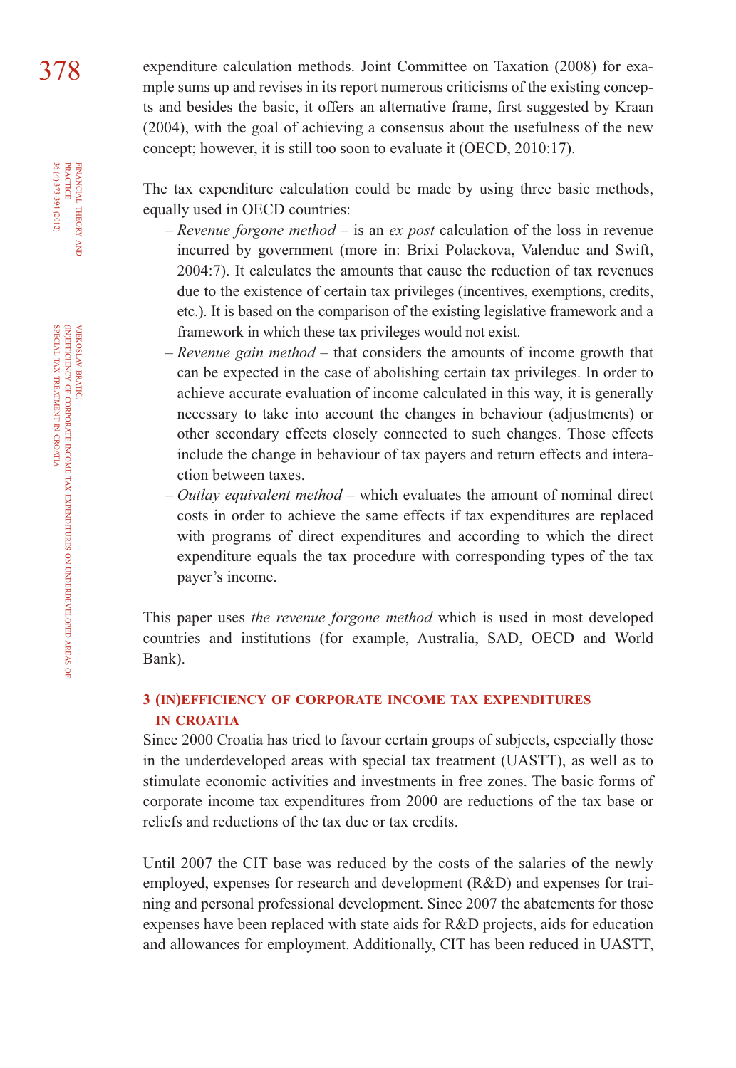expenditure calculation methods. Joint Committee on Taxation (2008) for example sums up and revises in its report numerous criticisms of the existing concepts and besides the basic, it offers an alternative frame, first suggested by Kraan (2004), with the goal of achieving a consensus about the usefulness of the new concept; however, it is still too soon to evaluate it (OECD, 2010:17).

The tax expenditure calculation could be made by using three basic methods, equally used in OECD countries:

- *Revenue forgone method* – is an *ex post* calculation of the loss in revenue incurred by government (more in: Brixi Polackova, Valenduc and Swift, 2004:7). It calculates the amounts that cause the reduction of tax revenues due to the existence of certain tax privileges (incentives, exemptions, credits, etc.). It is based on the comparison of the existing legislative framework and a framework in which these tax privileges would not exist.
- *Revenue gain method* – that considers the amounts of income growth that can be expected in the case of abolishing certain tax privileges. In order to achieve accurate evaluation of income calculated in this way, it is generally necessary to take into account the changes in behaviour (adjustments) or other secondary effects closely connected to such changes. Those effects include the change in behaviour of tax payers and return effects and interaction between taxes.
- *Outlay equivalent method* – which evaluates the amount of nominal direct costs in order to achieve the same effects if tax expenditures are replaced with programs of direct expenditures and according to which the direct expenditure equals the tax procedure with corresponding types of the tax payer's income.

This paper uses *the revenue forgone method* which is used in most developed countries and institutions (for example, Australia, SAD, OECD and World Bank).

## 3 (IN)EFFICIENCY OF CORPORATE INCOME TAX EXPENDITURES IN CROATIA

Since 2000 Croatia has tried to favour certain groups of subjects, especially those in the underdeveloped areas with special tax treatment (UASTT), as well as to stimulate economic activities and investments in free zones. The basic forms of corporate income tax expenditures from 2000 are reductions of the tax base or reliefs and reductions of the tax due or tax credits.

Until 2007 the CIT base was reduced by the costs of the salaries of the newly employed, expenses for research and development (R&D) and expenses for training and personal professional development. Since 2007 the abatements for those expenses have been replaced with state aids for R&D projects, aids for education and allowances for employment. Additionally, CIT has been reduced in UASTT,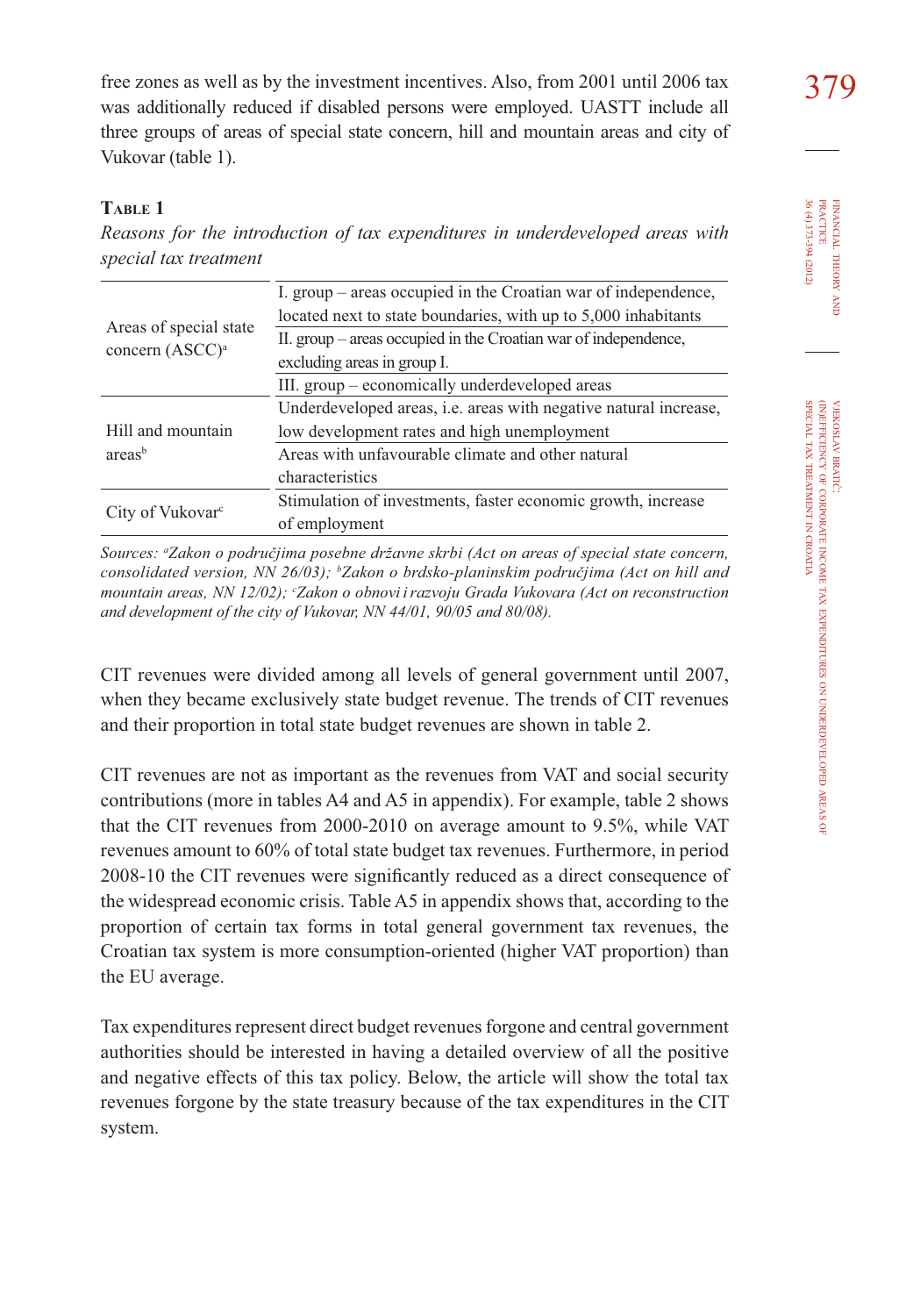free zones as well as by the investment incentives. Also, from 2001 until 2006 tax was additionally reduced if disabled persons were employed. UASTT include all three groups of areas of special state concern, hill and mountain areas and city of Vukovar (table 1).

**Table 1**

*Reasons for the introduction of tax expenditures in underdeveloped areas with special tax treatment*

| | |
|---|---|
| Areas of special state concern (ASCC)[a] | I. group – areas occupied in the Croatian war of independence, located next to state boundaries, with up to 5,000 inhabitants |
| | II. group – areas occupied in the Croatian war of independence, excluding areas in group I. |
| | III. group – economically underdeveloped areas |
| Hill and mountain areas[b] | Underdeveloped areas, i.e. areas with negative natural increase, low development rates and high unemployment |
| | Areas with unfavourable climate and other natural characteristics |
| City of Vukovar[c] | Stimulation of investments, faster economic growth, increase of employment |

*Sources: [a]Zakon o područjima posebne državne skrbi (Act on areas of special state concern, consolidated version, NN 26/03); [b]Zakon o brdsko-planinskim područjima (Act on hill and mountain areas, NN 12/02); [c]Zakon o obnovi i razvoju Grada Vukovara (Act on reconstruction and development of the city of Vukovar, NN 44/01, 90/05 and 80/08).*

CIT revenues were divided among all levels of general government until 2007, when they became exclusively state budget revenue. The trends of CIT revenues and their proportion in total state budget revenues are shown in table 2.

CIT revenues are not as important as the revenues from VAT and social security contributions (more in tables A4 and A5 in appendix). For example, table 2 shows that the CIT revenues from 2000-2010 on average amount to 9.5%, while VAT revenues amount to 60% of total state budget tax revenues. Furthermore, in period 2008-10 the CIT revenues were significantly reduced as a direct consequence of the widespread economic crisis. Table A5 in appendix shows that, according to the proportion of certain tax forms in total general government tax revenues, the Croatian tax system is more consumption-oriented (higher VAT proportion) than the EU average.

Tax expenditures represent direct budget revenues forgone and central government authorities should be interested in having a detailed overview of all the positive and negative effects of this tax policy. Below, the article will show the total tax revenues forgone by the state treasury because of the tax expenditures in the CIT system.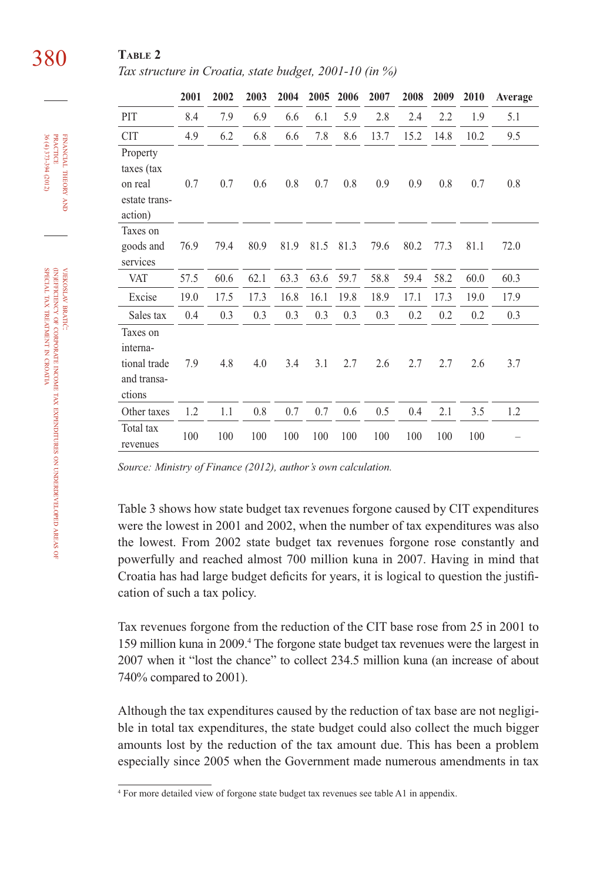**Table 2**

*Tax structure in Croatia, state budget, 2001-10 (in %)*

| | 2001 | 2002 | 2003 | 2004 | 2005 | 2006 | 2007 | 2008 | 2009 | 2010 | Average |
|---|---|---|---|---|---|---|---|---|---|---|---|
| PIT | 8.4 | 7.9 | 6.9 | 6.6 | 6.1 | 5.9 | 2.8 | 2.4 | 2.2 | 1.9 | 5.1 |
| CIT | 4.9 | 6.2 | 6.8 | 6.6 | 7.8 | 8.6 | 13.7 | 15.2 | 14.8 | 10.2 | 9.5 |
| Property taxes (tax on real estate transaction) | 0.7 | 0.7 | 0.6 | 0.8 | 0.7 | 0.8 | 0.9 | 0.9 | 0.8 | 0.7 | 0.8 |
| Taxes on goods and services | 76.9 | 79.4 | 80.9 | 81.9 | 81.5 | 81.3 | 79.6 | 80.2 | 77.3 | 81.1 | 72.0 |
| VAT | 57.5 | 60.6 | 62.1 | 63.3 | 63.6 | 59.7 | 58.8 | 59.4 | 58.2 | 60.0 | 60.3 |
| Excise | 19.0 | 17.5 | 17.3 | 16.8 | 16.1 | 19.8 | 18.9 | 17.1 | 17.3 | 19.0 | 17.9 |
| Sales tax | 0.4 | 0.3 | 0.3 | 0.3 | 0.3 | 0.3 | 0.3 | 0.2 | 0.2 | 0.2 | 0.3 |
| Taxes on international trade and transactions | 7.9 | 4.8 | 4.0 | 3.4 | 3.1 | 2.7 | 2.6 | 2.7 | 2.7 | 2.6 | 3.7 |
| Other taxes | 1.2 | 1.1 | 0.8 | 0.7 | 0.7 | 0.6 | 0.5 | 0.4 | 2.1 | 3.5 | 1.2 |
| Total tax revenues | 100 | 100 | 100 | 100 | 100 | 100 | 100 | 100 | 100 | 100 | – |

*Source: Ministry of Finance (2012), author's own calculation.*

Table 3 shows how state budget tax revenues forgone caused by CIT expenditures were the lowest in 2001 and 2002, when the number of tax expenditures was also the lowest. From 2002 state budget tax revenues forgone rose constantly and powerfully and reached almost 700 million kuna in 2007. Having in mind that Croatia has had large budget deficits for years, it is logical to question the justification of such a tax policy.

Tax revenues forgone from the reduction of the CIT base rose from 25 in 2001 to 159 million kuna in 2009.[4] The forgone state budget tax revenues were the largest in 2007 when it "lost the chance" to collect 234.5 million kuna (an increase of about 740% compared to 2001).

Although the tax expenditures caused by the reduction of tax base are not negligible in total tax expenditures, the state budget could also collect the much bigger amounts lost by the reduction of the tax amount due. This has been a problem especially since 2005 when the Government made numerous amendments in tax

[4] For more detailed view of forgone state budget tax revenues see table A1 in appendix.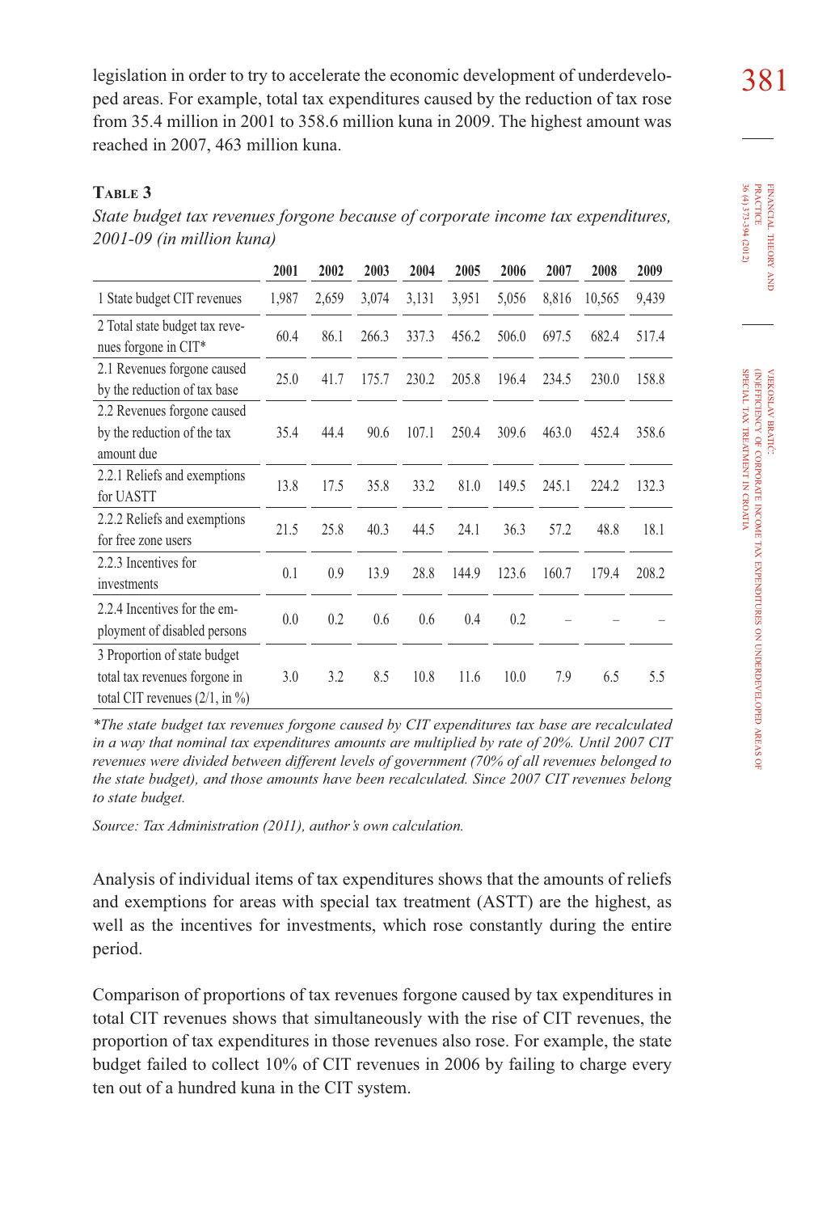legislation in order to try to accelerate the economic development of underdeveloped areas. For example, total tax expenditures caused by the reduction of tax rose from 35.4 million in 2001 to 358.6 million kuna in 2009. The highest amount was reached in 2007, 463 million kuna.

**Table 3**

*State budget tax revenues forgone because of corporate income tax expenditures, 2001-09 (in million kuna)*

| | 2001 | 2002 | 2003 | 2004 | 2005 | 2006 | 2007 | 2008 | 2009 |
|---|---|---|---|---|---|---|---|---|---|
| 1 State budget CIT revenues | 1,987 | 2,659 | 3,074 | 3,131 | 3,951 | 5,056 | 8,816 | 10,565 | 9,439 |
| 2 Total state budget tax revenues forgone in CIT* | 60.4 | 86.1 | 266.3 | 337.3 | 456.2 | 506.0 | 697.5 | 682.4 | 517.4 |
| 2.1 Revenues forgone caused by the reduction of tax base | 25.0 | 41.7 | 175.7 | 230.2 | 205.8 | 196.4 | 234.5 | 230.0 | 158.8 |
| 2.2 Revenues forgone caused by the reduction of the tax amount due | 35.4 | 44.4 | 90.6 | 107.1 | 250.4 | 309.6 | 463.0 | 452.4 | 358.6 |
| 2.2.1 Reliefs and exemptions for UASTT | 13.8 | 17.5 | 35.8 | 33.2 | 81.0 | 149.5 | 245.1 | 224.2 | 132.3 |
| 2.2.2 Reliefs and exemptions for free zone users | 21.5 | 25.8 | 40.3 | 44.5 | 24.1 | 36.3 | 57.2 | 48.8 | 18.1 |
| 2.2.3 Incentives for investments | 0.1 | 0.9 | 13.9 | 28.8 | 144.9 | 123.6 | 160.7 | 179.4 | 208.2 |
| 2.2.4 Incentives for the employment of disabled persons | 0.0 | 0.2 | 0.6 | 0.6 | 0.4 | 0.2 | – | – | – |
| 3 Proportion of state budget total tax revenues forgone in total CIT revenues (2/1, in %) | 3.0 | 3.2 | 8.5 | 10.8 | 11.6 | 10.0 | 7.9 | 6.5 | 5.5 |

*\*The state budget tax revenues forgone caused by CIT expenditures tax base are recalculated in a way that nominal tax expenditures amounts are multiplied by rate of 20%. Until 2007 CIT revenues were divided between different levels of government (70% of all revenues belonged to the state budget), and those amounts have been recalculated. Since 2007 CIT revenues belong to state budget.*

*Source: Tax Administration (2011), author's own calculation.*

Analysis of individual items of tax expenditures shows that the amounts of reliefs and exemptions for areas with special tax treatment (ASTT) are the highest, as well as the incentives for investments, which rose constantly during the entire period.

Comparison of proportions of tax revenues forgone caused by tax expenditures in total CIT revenues shows that simultaneously with the rise of CIT revenues, the proportion of tax expenditures in those revenues also rose. For example, the state budget failed to collect 10% of CIT revenues in 2006 by failing to charge every ten out of a hundred kuna in the CIT system.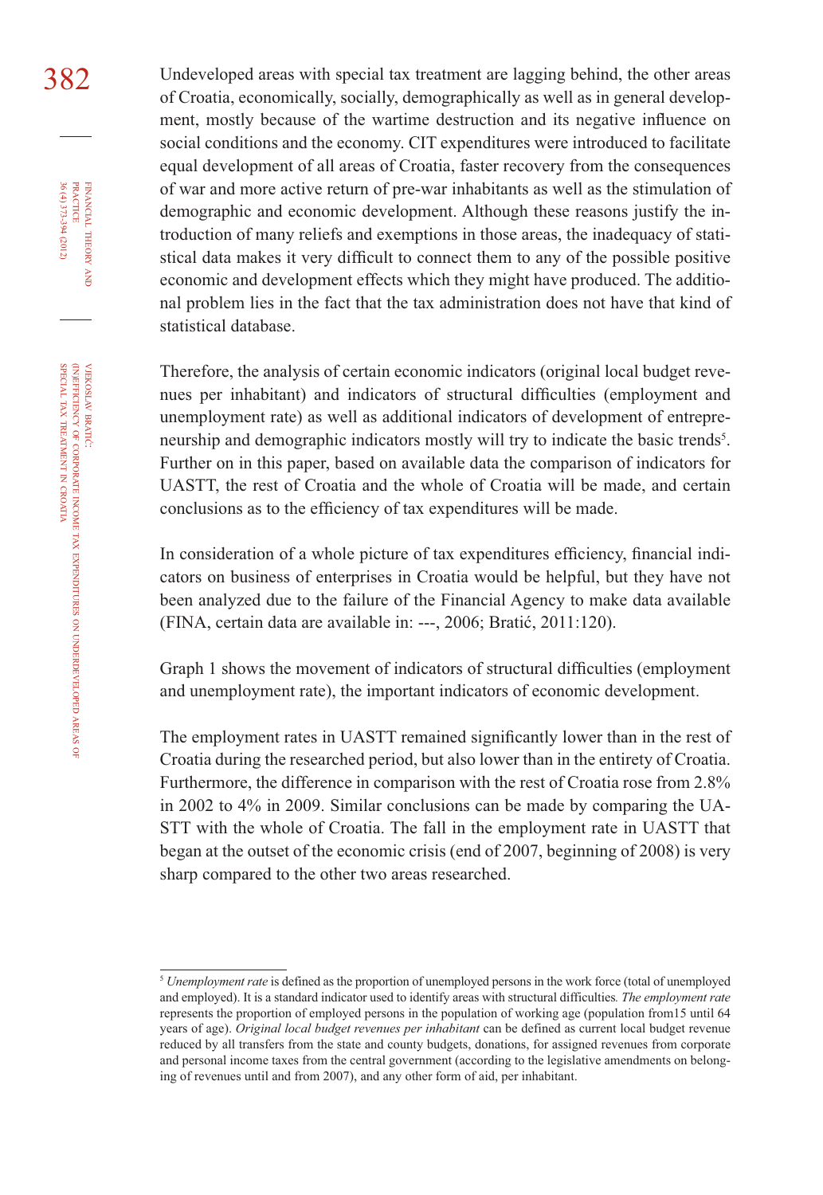Undeveloped areas with special tax treatment are lagging behind, the other areas of Croatia, economically, socially, demographically as well as in general development, mostly because of the wartime destruction and its negative influence on social conditions and the economy. CIT expenditures were introduced to facilitate equal development of all areas of Croatia, faster recovery from the consequences of war and more active return of pre-war inhabitants as well as the stimulation of demographic and economic development. Although these reasons justify the introduction of many reliefs and exemptions in those areas, the inadequacy of statistical data makes it very difficult to connect them to any of the possible positive economic and development effects which they might have produced. The additional problem lies in the fact that the tax administration does not have that kind of statistical database.

Therefore, the analysis of certain economic indicators (original local budget revenues per inhabitant) and indicators of structural difficulties (employment and unemployment rate) as well as additional indicators of development of entrepreneurship and demographic indicators mostly will try to indicate the basic trends[5]. Further on in this paper, based on available data the comparison of indicators for UASTT, the rest of Croatia and the whole of Croatia will be made, and certain conclusions as to the efficiency of tax expenditures will be made.

In consideration of a whole picture of tax expenditures efficiency, financial indicators on business of enterprises in Croatia would be helpful, but they have not been analyzed due to the failure of the Financial Agency to make data available (FINA, certain data are available in: ---, 2006; Bratić, 2011:120).

Graph 1 shows the movement of indicators of structural difficulties (employment and unemployment rate), the important indicators of economic development.

The employment rates in UASTT remained significantly lower than in the rest of Croatia during the researched period, but also lower than in the entirety of Croatia. Furthermore, the difference in comparison with the rest of Croatia rose from 2.8% in 2002 to 4% in 2009. Similar conclusions can be made by comparing the UASTT with the whole of Croatia. The fall in the employment rate in UASTT that began at the outset of the economic crisis (end of 2007, beginning of 2008) is very sharp compared to the other two areas researched.

---

[5] *Unemployment rate* is defined as the proportion of unemployed persons in the work force (total of unemployed and employed). It is a standard indicator used to identify areas with structural difficulties. *The employment rate* represents the proportion of employed persons in the population of working age (population from15 until 64 years of age). *Original local budget revenues per inhabitant* can be defined as current local budget revenue reduced by all transfers from the state and county budgets, donations, for assigned revenues from corporate and personal income taxes from the central government (according to the legislative amendments on belonging of revenues until and from 2007), and any other form of aid, per inhabitant.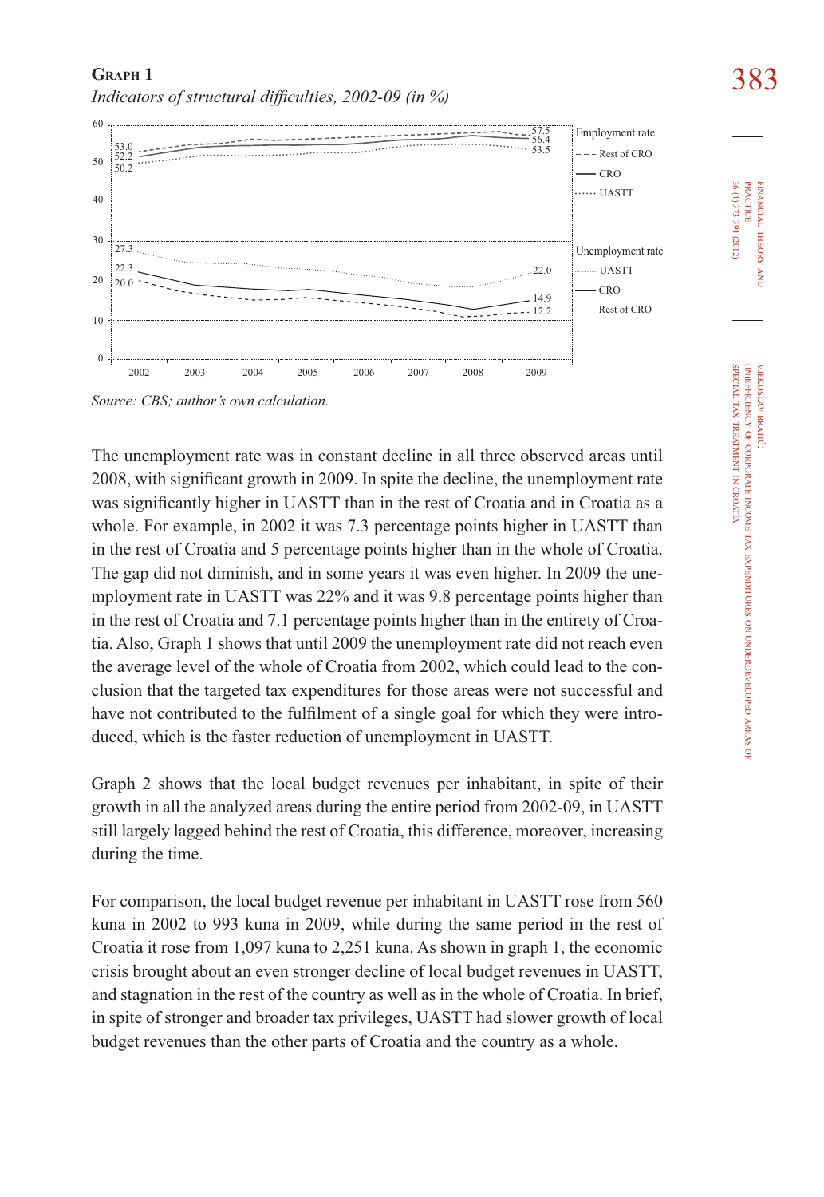**Graph 1**

*Indicators of structural difficulties, 2002-09 (in %)*

*Source: CBS; author's own calculation.*

The unemployment rate was in constant decline in all three observed areas until 2008, with significant growth in 2009. In spite the decline, the unemployment rate was significantly higher in UASTT than in the rest of Croatia and in Croatia as a whole. For example, in 2002 it was 7.3 percentage points higher in UASTT than in the rest of Croatia and 5 percentage points higher than in the whole of Croatia. The gap did not diminish, and in some years it was even higher. In 2009 the unemployment rate in UASTT was 22% and it was 9.8 percentage points higher than in the rest of Croatia and 7.1 percentage points higher than in the entirety of Croatia. Also, Graph 1 shows that until 2009 the unemployment rate did not reach even the average level of the whole of Croatia from 2002, which could lead to the conclusion that the targeted tax expenditures for those areas were not successful and have not contributed to the fulfilment of a single goal for which they were introduced, which is the faster reduction of unemployment in UASTT.

Graph 2 shows that the local budget revenues per inhabitant, in spite of their growth in all the analyzed areas during the entire period from 2002-09, in UASTT still largely lagged behind the rest of Croatia, this difference, moreover, increasing during the time.

For comparison, the local budget revenue per inhabitant in UASTT rose from 560 kuna in 2002 to 993 kuna in 2009, while during the same period in the rest of Croatia it rose from 1,097 kuna to 2,251 kuna. As shown in graph 1, the economic crisis brought about an even stronger decline of local budget revenues in UASTT, and stagnation in the rest of the country as well as in the whole of Croatia. In brief, in spite of stronger and broader tax privileges, UASTT had slower growth of local budget revenues than the other parts of Croatia and the country as a whole.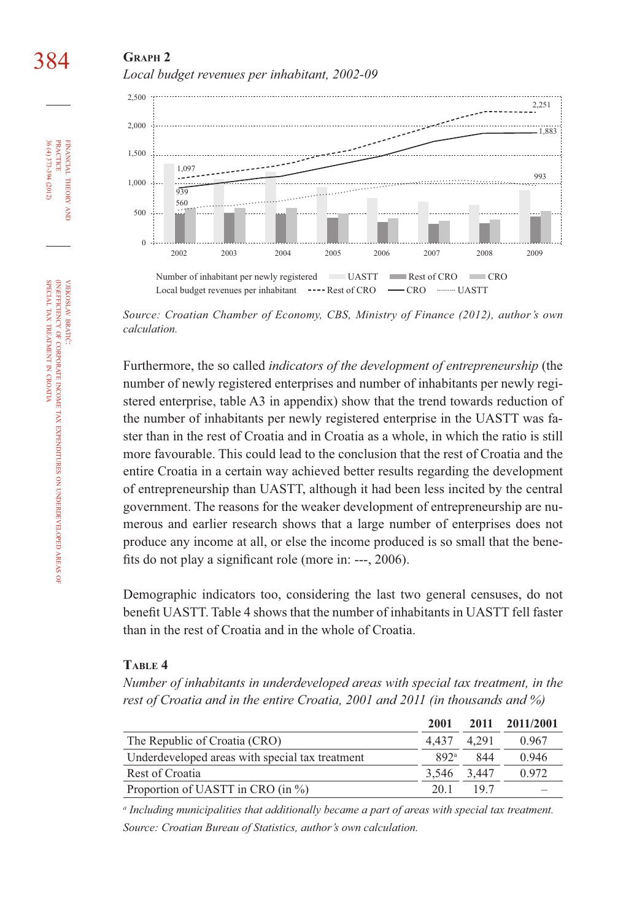**Graph 2**

*Local budget revenues per inhabitant, 2002-09*

*Source: Croatian Chamber of Economy, CBS, Ministry of Finance (2012), author's own calculation.*

Furthermore, the so called *indicators of the development of entrepreneurship* (the number of newly registered enterprises and number of inhabitants per newly registered enterprise, table A3 in appendix) show that the trend towards reduction of the number of inhabitants per newly registered enterprise in the UASTT was faster than in the rest of Croatia and in Croatia as a whole, in which the ratio is still more favourable. This could lead to the conclusion that the rest of Croatia and the entire Croatia in a certain way achieved better results regarding the development of entrepreneurship than UASTT, although it had been less incited by the central government. The reasons for the weaker development of entrepreneurship are numerous and earlier research shows that a large number of enterprises does not produce any income at all, or else the income produced is so small that the benefits do not play a significant role (more in: ---, 2006).

Demographic indicators too, considering the last two general censuses, do not benefit UASTT. Table 4 shows that the number of inhabitants in UASTT fell faster than in the rest of Croatia and in the whole of Croatia.

**Table 4**

*Number of inhabitants in underdeveloped areas with special tax treatment, in the rest of Croatia and in the entire Croatia, 2001 and 2011 (in thousands and %)*

| | 2001 | 2011 | 2011/2001 |
|---|---|---|---|
| The Republic of Croatia (CRO) | 4,437 | 4,291 | 0.967 |
| Underdeveloped areas with special tax treatment | 892[a] | 844 | 0.946 |
| Rest of Croatia | 3,546 | 3,447 | 0.972 |
| Proportion of UASTT in CRO (in %) | 20.1 | 19.7 | – |

[a] *Including municipalities that additionally became a part of areas with special tax treatment.*

*Source: Croatian Bureau of Statistics, author's own calculation.*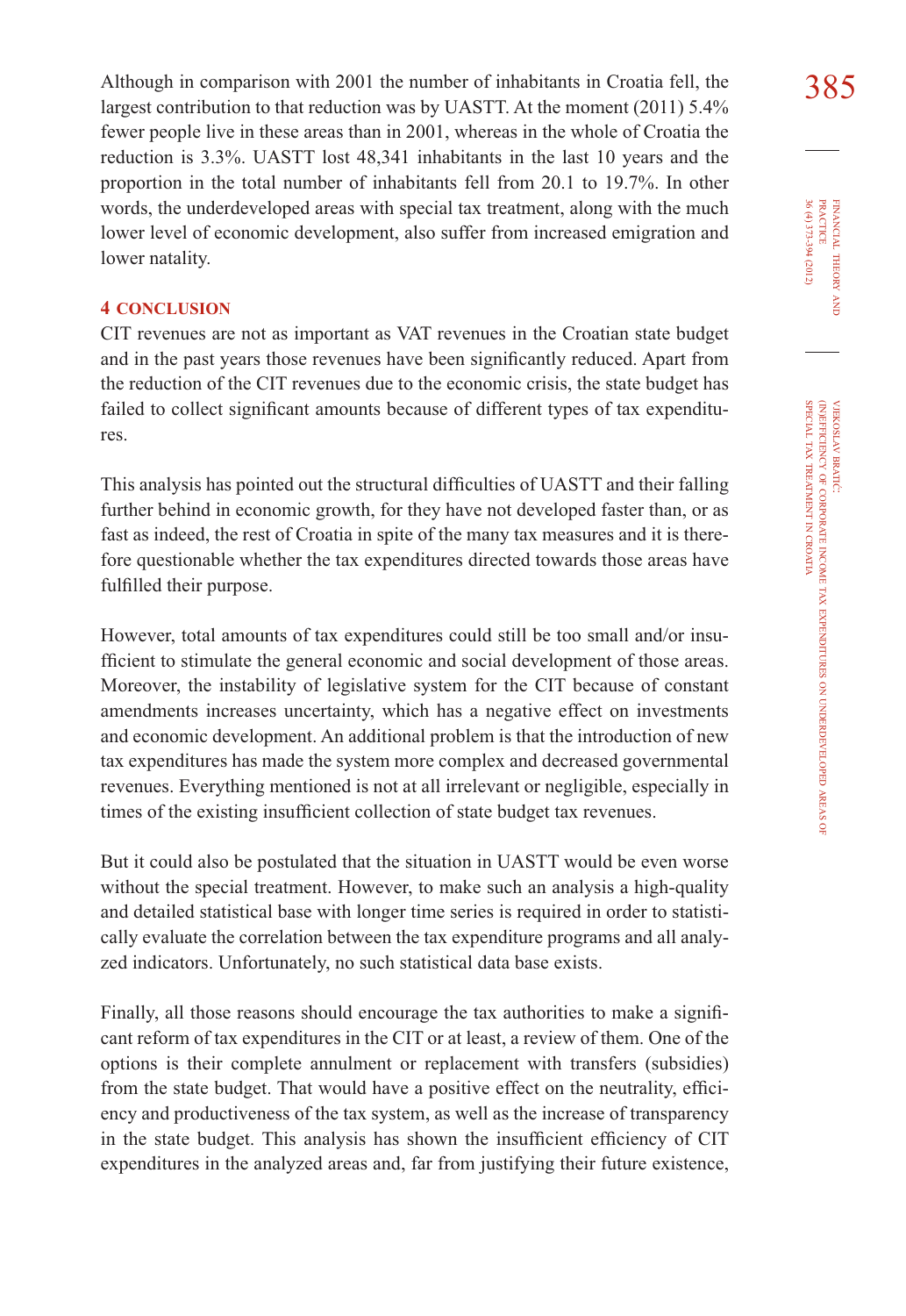Although in comparison with 2001 the number of inhabitants in Croatia fell, the largest contribution to that reduction was by UASTT. At the moment (2011) 5.4% fewer people live in these areas than in 2001, whereas in the whole of Croatia the reduction is 3.3%. UASTT lost 48,341 inhabitants in the last 10 years and the proportion in the total number of inhabitants fell from 20.1 to 19.7%. In other words, the underdeveloped areas with special tax treatment, along with the much lower level of economic development, also suffer from increased emigration and lower natality.

## 4 CONCLUSION

CIT revenues are not as important as VAT revenues in the Croatian state budget and in the past years those revenues have been significantly reduced. Apart from the reduction of the CIT revenues due to the economic crisis, the state budget has failed to collect significant amounts because of different types of tax expenditures.

This analysis has pointed out the structural difficulties of UASTT and their falling further behind in economic growth, for they have not developed faster than, or as fast as indeed, the rest of Croatia in spite of the many tax measures and it is therefore questionable whether the tax expenditures directed towards those areas have fulfilled their purpose.

However, total amounts of tax expenditures could still be too small and/or insufficient to stimulate the general economic and social development of those areas. Moreover, the instability of legislative system for the CIT because of constant amendments increases uncertainty, which has a negative effect on investments and economic development. An additional problem is that the introduction of new tax expenditures has made the system more complex and decreased governmental revenues. Everything mentioned is not at all irrelevant or negligible, especially in times of the existing insufficient collection of state budget tax revenues.

But it could also be postulated that the situation in UASTT would be even worse without the special treatment. However, to make such an analysis a high-quality and detailed statistical base with longer time series is required in order to statistically evaluate the correlation between the tax expenditure programs and all analyzed indicators. Unfortunately, no such statistical data base exists.

Finally, all those reasons should encourage the tax authorities to make a significant reform of tax expenditures in the CIT or at least, a review of them. One of the options is their complete annulment or replacement with transfers (subsidies) from the state budget. That would have a positive effect on the neutrality, efficiency and productiveness of the tax system, as well as the increase of transparency in the state budget. This analysis has shown the insufficient efficiency of CIT expenditures in the analyzed areas and, far from justifying their future existence,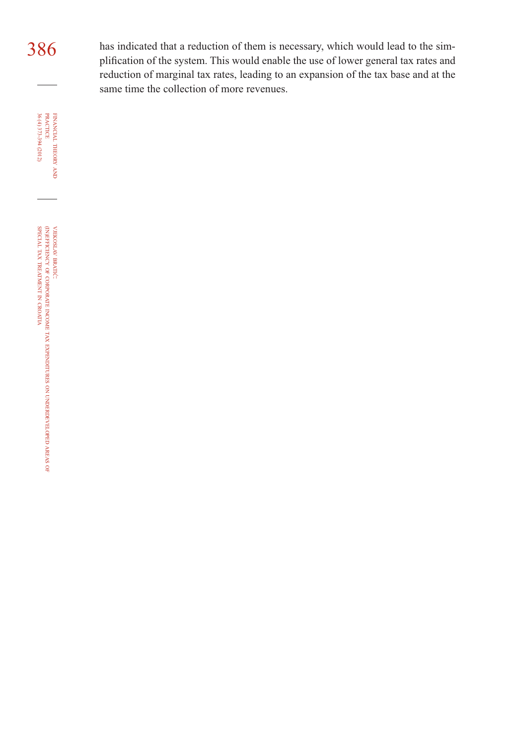has indicated that a reduction of them is necessary, which would lead to the simplification of the system. This would enable the use of lower general tax rates and reduction of marginal tax rates, leading to an expansion of the tax base and at the same time the collection of more revenues.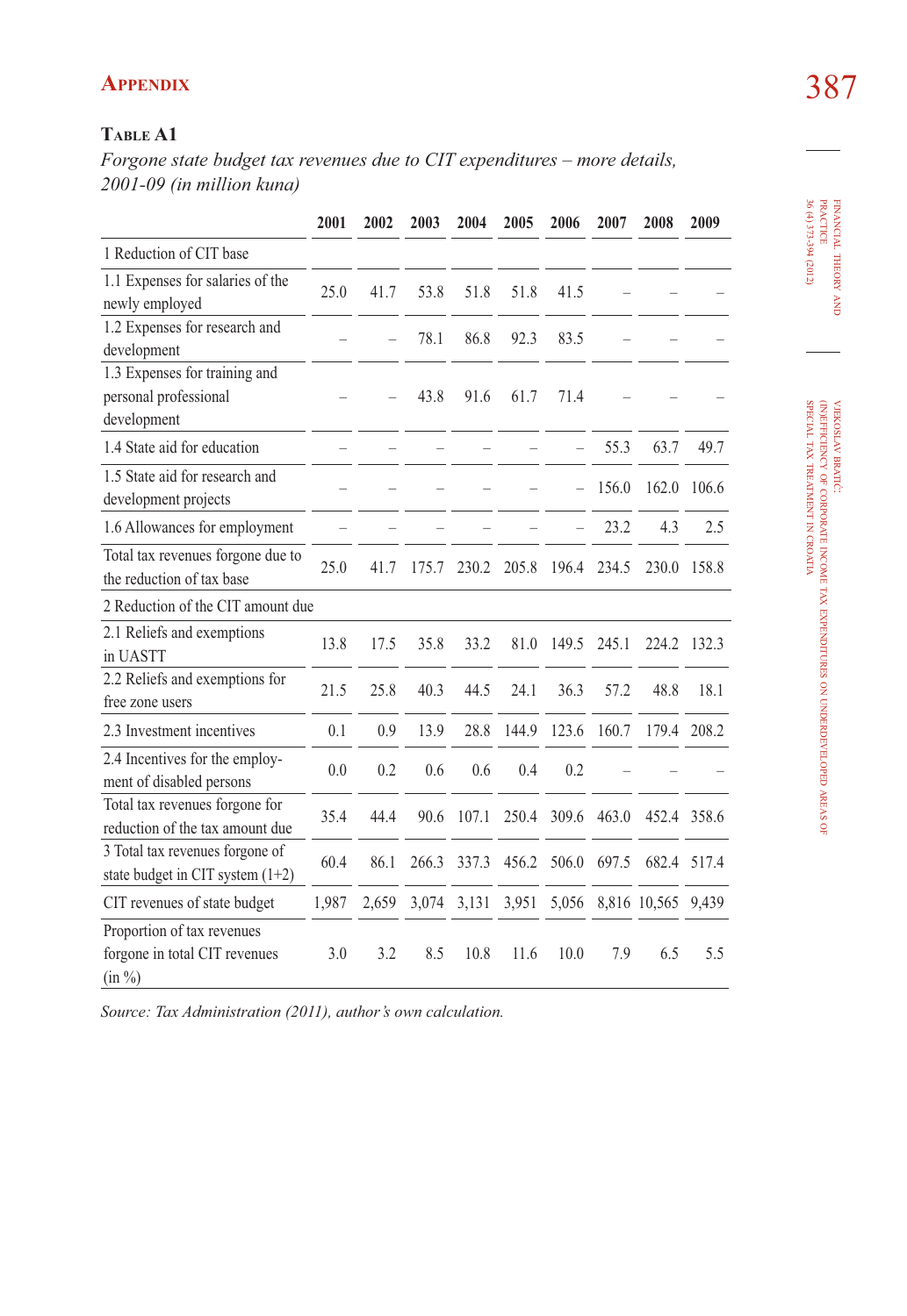## Appendix

**Table A1**

*Forgone state budget tax revenues due to CIT expenditures – more details, 2001-09 (in million kuna)*

| | 2001 | 2002 | 2003 | 2004 | 2005 | 2006 | 2007 | 2008 | 2009 |
|---|---|---|---|---|---|---|---|---|---|
| 1 Reduction of CIT base | | | | | | | | | |
| 1.1 Expenses for salaries of the newly employed | 25.0 | 41.7 | 53.8 | 51.8 | 51.8 | 41.5 | – | – | – |
| 1.2 Expenses for research and development | – | – | 78.1 | 86.8 | 92.3 | 83.5 | – | – | – |
| 1.3 Expenses for training and personal professional development | – | – | 43.8 | 91.6 | 61.7 | 71.4 | – | – | – |
| 1.4 State aid for education | – | – | – | – | – | – | 55.3 | 63.7 | 49.7 |
| 1.5 State aid for research and development projects | – | – | – | – | – | – | 156.0 | 162.0 | 106.6 |
| 1.6 Allowances for employment | – | – | – | – | – | – | 23.2 | 4.3 | 2.5 |
| Total tax revenues forgone due to the reduction of tax base | 25.0 | 41.7 | 175.7 | 230.2 | 205.8 | 196.4 | 234.5 | 230.0 | 158.8 |
| 2 Reduction of the CIT amount due | | | | | | | | | |
| 2.1 Reliefs and exemptions in UASTT | 13.8 | 17.5 | 35.8 | 33.2 | 81.0 | 149.5 | 245.1 | 224.2 | 132.3 |
| 2.2 Reliefs and exemptions for free zone users | 21.5 | 25.8 | 40.3 | 44.5 | 24.1 | 36.3 | 57.2 | 48.8 | 18.1 |
| 2.3 Investment incentives | 0.1 | 0.9 | 13.9 | 28.8 | 144.9 | 123.6 | 160.7 | 179.4 | 208.2 |
| 2.4 Incentives for the employment of disabled persons | 0.0 | 0.2 | 0.6 | 0.6 | 0.4 | 0.2 | – | – | – |
| Total tax revenues forgone for reduction of the tax amount due | 35.4 | 44.4 | 90.6 | 107.1 | 250.4 | 309.6 | 463.0 | 452.4 | 358.6 |
| 3 Total tax revenues forgone of state budget in CIT system (1+2) | 60.4 | 86.1 | 266.3 | 337.3 | 456.2 | 506.0 | 697.5 | 682.4 | 517.4 |
| CIT revenues of state budget | 1,987 | 2,659 | 3,074 | 3,131 | 3,951 | 5,056 | 8,816 | 10,565 | 9,439 |
| Proportion of tax revenues forgone in total CIT revenues (in %) | 3.0 | 3.2 | 8.5 | 10.8 | 11.6 | 10.0 | 7.9 | 6.5 | 5.5 |

*Source: Tax Administration (2011), author's own calculation.*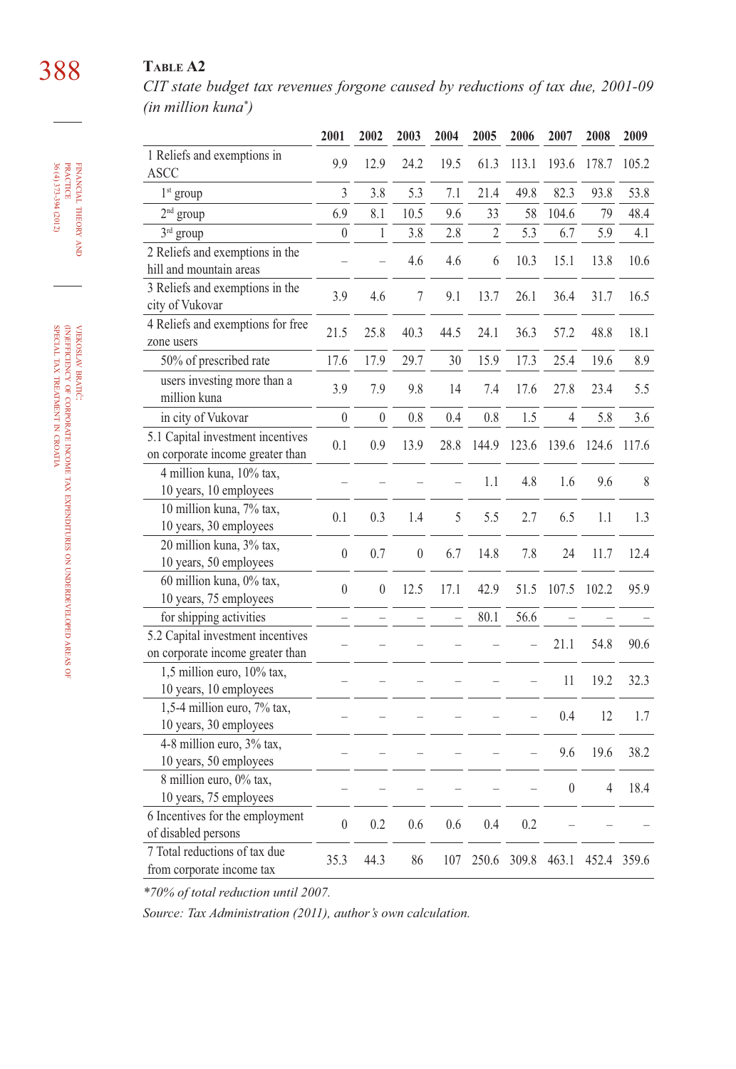**Table A2**

*CIT state budget tax revenues forgone caused by reductions of tax due, 2001-09 (in million kuna\*)*

| | 2001 | 2002 | 2003 | 2004 | 2005 | 2006 | 2007 | 2008 | 2009 |
|---|---|---|---|---|---|---|---|---|---|
| 1 Reliefs and exemptions in ASCC | 9.9 | 12.9 | 24.2 | 19.5 | 61.3 | 113.1 | 193.6 | 178.7 | 105.2 |
| 1st group | 3 | 3.8 | 5.3 | 7.1 | 21.4 | 49.8 | 82.3 | 93.8 | 53.8 |
| 2nd group | 6.9 | 8.1 | 10.5 | 9.6 | 33 | 58 | 104.6 | 79 | 48.4 |
| 3rd group | 0 | 1 | 3.8 | 2.8 | 2 | 5.3 | 6.7 | 5.9 | 4.1 |
| 2 Reliefs and exemptions in the hill and mountain areas | – | – | 4.6 | 4.6 | 6 | 10.3 | 15.1 | 13.8 | 10.6 |
| 3 Reliefs and exemptions in the city of Vukovar | 3.9 | 4.6 | 7 | 9.1 | 13.7 | 26.1 | 36.4 | 31.7 | 16.5 |
| 4 Reliefs and exemptions for free zone users | 21.5 | 25.8 | 40.3 | 44.5 | 24.1 | 36.3 | 57.2 | 48.8 | 18.1 |
| 50% of prescribed rate | 17.6 | 17.9 | 29.7 | 30 | 15.9 | 17.3 | 25.4 | 19.6 | 8.9 |
| users investing more than a million kuna | 3.9 | 7.9 | 9.8 | 14 | 7.4 | 17.6 | 27.8 | 23.4 | 5.5 |
| in city of Vukovar | 0 | 0 | 0.8 | 0.4 | 0.8 | 1.5 | 4 | 5.8 | 3.6 |
| 5.1 Capital investment incentives on corporate income greater than | 0.1 | 0.9 | 13.9 | 28.8 | 144.9 | 123.6 | 139.6 | 124.6 | 117.6 |
| 4 million kuna, 10% tax, 10 years, 10 employees | – | – | – | – | 1.1 | 4.8 | 1.6 | 9.6 | 8 |
| 10 million kuna, 7% tax, 10 years, 30 employees | 0.1 | 0.3 | 1.4 | 5 | 5.5 | 2.7 | 6.5 | 1.1 | 1.3 |
| 20 million kuna, 3% tax, 10 years, 50 employees | 0 | 0.7 | 0 | 6.7 | 14.8 | 7.8 | 24 | 11.7 | 12.4 |
| 60 million kuna, 0% tax, 10 years, 75 employees | 0 | 0 | 12.5 | 17.1 | 42.9 | 51.5 | 107.5 | 102.2 | 95.9 |
| for shipping activities | – | – | – | – | 80.1 | 56.6 | – | – | – |
| 5.2 Capital investment incentives on corporate income greater than | – | – | – | – | – | – | 21.1 | 54.8 | 90.6 |
| 1,5 million euro, 10% tax, 10 years, 10 employees | – | – | – | – | – | – | 11 | 19.2 | 32.3 |
| 1,5-4 million euro, 7% tax, 10 years, 30 employees | – | – | – | – | – | – | 0.4 | 12 | 1.7 |
| 4-8 million euro, 3% tax, 10 years, 50 employees | – | – | – | – | – | – | 9.6 | 19.6 | 38.2 |
| 8 million euro, 0% tax, 10 years, 75 employees | – | – | – | – | – | – | 0 | 4 | 18.4 |
| 6 Incentives for the employment of disabled persons | 0 | 0.2 | 0.6 | 0.6 | 0.4 | 0.2 | – | – | – |
| 7 Total reductions of tax due from corporate income tax | 35.3 | 44.3 | 86 | 107 | 250.6 | 309.8 | 463.1 | 452.4 | 359.6 |

*\*70% of total reduction until 2007.*

*Source: Tax Administration (2011), author's own calculation.*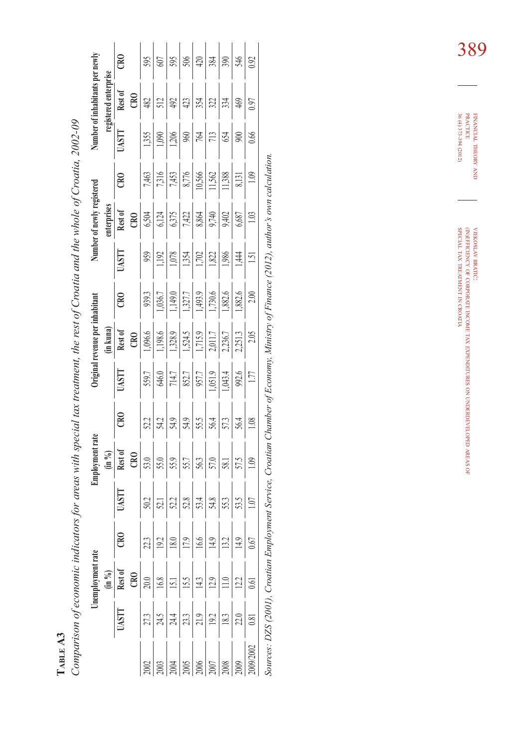**Table A3**

*Comparison of economic indicators for areas with special tax treatment, the rest of Croatia and the whole of Croatia, 2002-09*

| | Unemployment rate (in %) | | | Employment rate (in %) | | | Original revenue per inhabitant (in kuna) | | | Number of newly registered enterprises | | | Number of inhabitants per newly registered enterprise | | |
|---|---|---|---|---|---|---|---|---|---|---|---|---|---|---|---|
| | UASTT | Rest of CRO | CRO | UASTT | Rest of CRO | CRO | UASTT | Rest of CRO | CRO | UASTT | Rest of CRO | CRO | UASTT | Rest of CRO | CRO |
| 2002 | 27.3 | 20.0 | 22.3 | 50.2 | 53.0 | 52.2 | 559.7 | 1,096.6 | 939.3 | 959 | 6,504 | 7,463 | 1,355 | 482 | 595 |
| 2003 | 24.5 | 16.8 | 19.2 | 52.1 | 55.0 | 54.2 | 646.0 | 1,198.6 | 1,036.7 | 1,192 | 6,124 | 7,316 | 1,090 | 512 | 607 |
| 2004 | 24.4 | 15.1 | 18.0 | 52.2 | 55.9 | 54.9 | 714.7 | 1,328.9 | 1,149.0 | 1,078 | 6,375 | 7,453 | 1,206 | 492 | 595 |
| 2005 | 23.3 | 15.5 | 17.9 | 52.8 | 55.7 | 54.9 | 852.7 | 1,524.5 | 1,327.7 | 1,354 | 7,422 | 8,776 | 960 | 423 | 506 |
| 2006 | 21.9 | 14.3 | 16.6 | 53.4 | 56.3 | 55.5 | 957.7 | 1,715.9 | 1,493.9 | 1,702 | 8,864 | 10,566 | 764 | 354 | 420 |
| 2007 | 19.2 | 12.9 | 14.9 | 54.8 | 57.0 | 56.4 | 1,051.9 | 2,011.7 | 1,730.6 | 1,822 | 9,740 | 11,562 | 713 | 322 | 384 |
| 2008 | 18.3 | 11.0 | 13.2 | 55.3 | 58.1 | 57.3 | 1,043.4 | 2,236.7 | 1,882.6 | 1,986 | 9,402 | 11,388 | 654 | 334 | 390 |
| 2009 | 22.0 | 12.2 | 14.9 | 53.5 | 57.5 | 56.4 | 992.6 | 2,251.3 | 1,882.6 | 1,444 | 6,687 | 8,131 | 900 | 469 | 546 |
| 2009/2002 | 0.81 | 0.61 | 0.67 | 1.07 | 1.09 | 1.08 | 1.77 | 2.05 | 2.00 | 1.51 | 1.03 | 1.09 | 0.66 | 0.97 | 0.92 |

*Sources: DZS (2001), Croatian Employment Service, Croatian Chamber of Economy, Ministry of Finance (2012), author's own calculation.*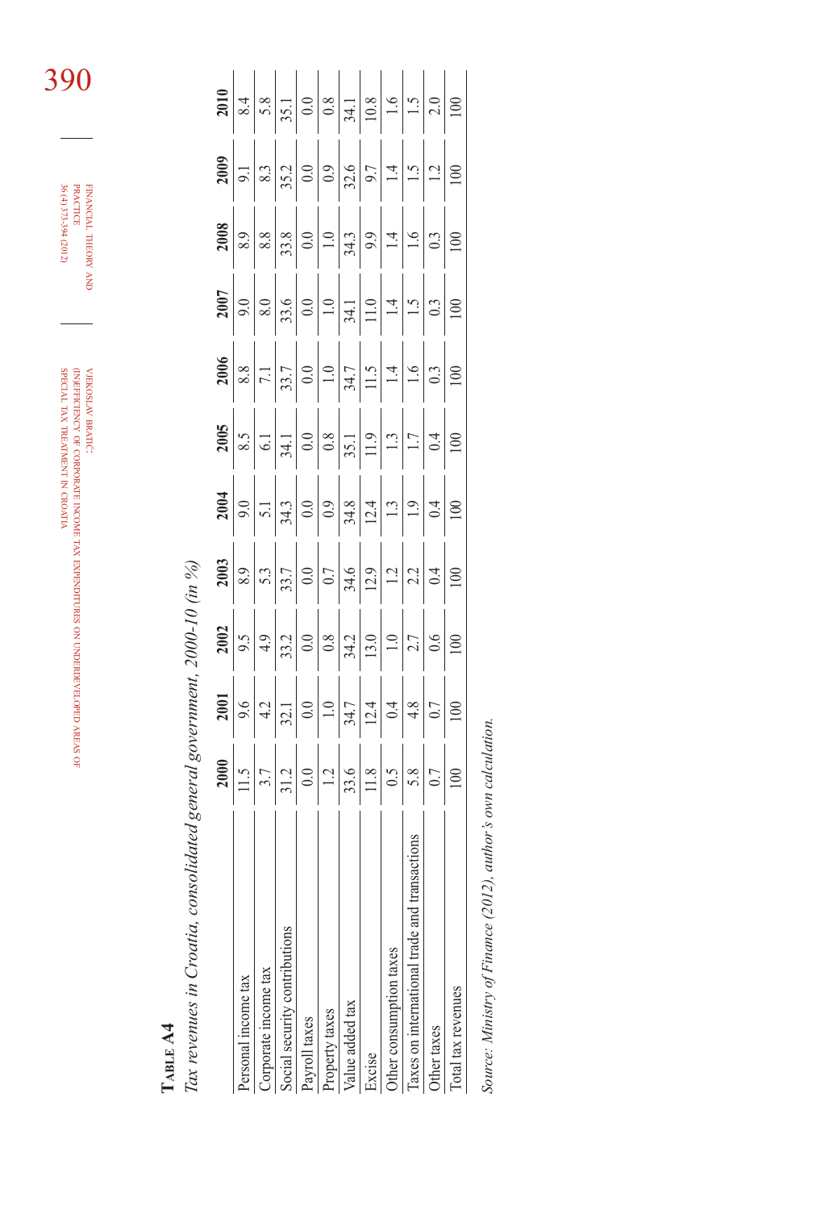**Table A4**

*Tax revenues in Croatia, consolidated general government, 2000-10 (in %)*

| | 2000 | 2001 | 2002 | 2003 | 2004 | 2005 | 2006 | 2007 | 2008 | 2009 | 2010 |
|---|---|---|---|---|---|---|---|---|---|---|---|
| Personal income tax | 11.5 | 9.6 | 9.5 | 8.9 | 9.0 | 8.5 | 8.8 | 9.0 | 8.9 | 9.1 | 8.4 |
| Corporate income tax | 3.7 | 4.2 | 4.9 | 5.3 | 5.1 | 6.1 | 7.1 | 8.0 | 8.8 | 8.3 | 5.8 |
| Social security contributions | 31.2 | 32.1 | 33.2 | 33.7 | 34.3 | 34.1 | 33.7 | 33.6 | 33.8 | 35.2 | 35.1 |
| Payroll taxes | 0.0 | 0.0 | 0.0 | 0.0 | 0.0 | 0.0 | 0.0 | 0.0 | 0.0 | 0.0 | 0.0 |
| Property taxes | 1.2 | 1.0 | 0.8 | 0.7 | 0.9 | 0.8 | 1.0 | 1.0 | 1.0 | 0.9 | 0.8 |
| Value added tax | 33.6 | 34.7 | 34.2 | 34.6 | 34.8 | 35.1 | 34.7 | 34.1 | 34.3 | 32.6 | 34.1 |
| Excise | 11.8 | 12.4 | 13.0 | 12.9 | 12.4 | 11.9 | 11.5 | 11.0 | 9.9 | 9.7 | 10.8 |
| Other consumption taxes | 0.5 | 0.4 | 1.0 | 1.2 | 1.3 | 1.3 | 1.4 | 1.4 | 1.4 | 1.4 | 1.6 |
| Taxes on international trade and transactions | 5.8 | 4.8 | 2.7 | 2.2 | 1.9 | 1.7 | 1.6 | 1.5 | 1.6 | 1.5 | 1.5 |
| Other taxes | 0.7 | 0.7 | 0.6 | 0.4 | 0.4 | 0.4 | 0.3 | 0.3 | 0.3 | 1.2 | 2.0 |
| Total tax revenues | 100 | 100 | 100 | 100 | 100 | 100 | 100 | 100 | 100 | 100 | 100 |

*Source: Ministry of Finance (2012), author's own calculation.*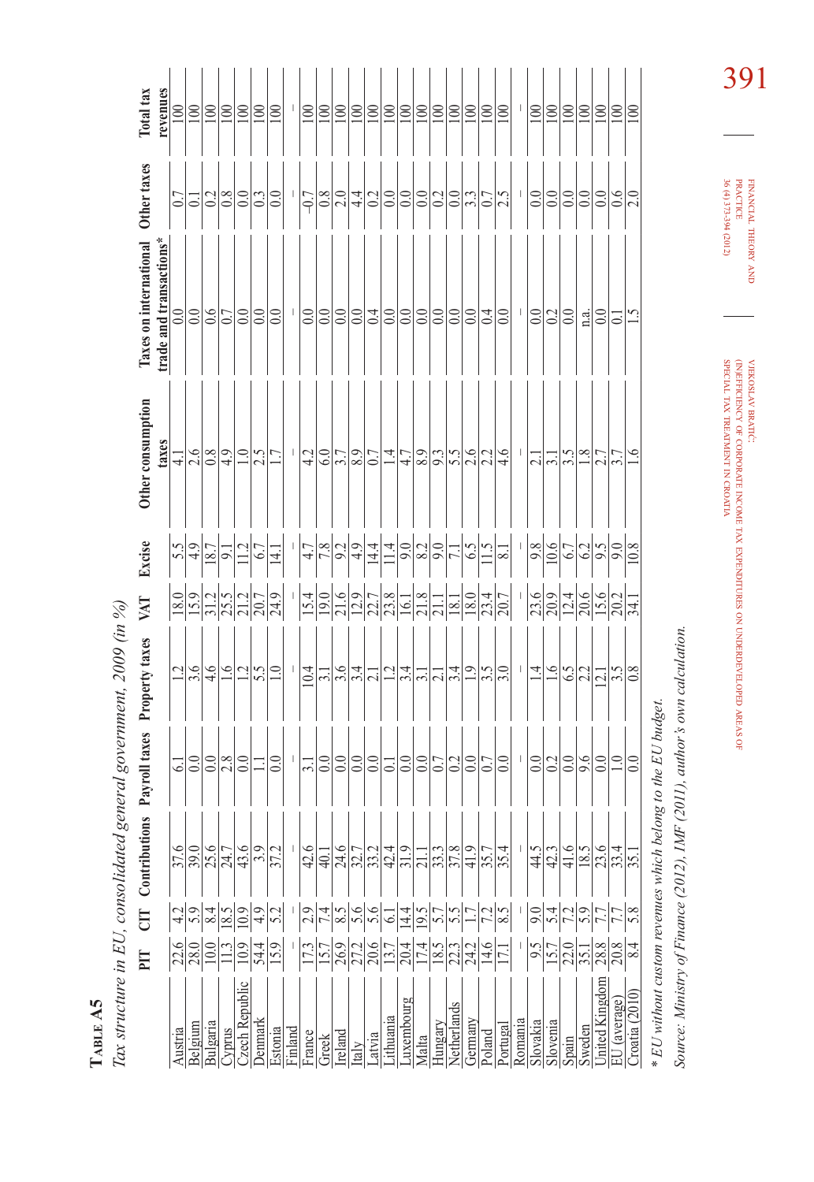**Table A5**

*Tax structure in EU, consolidated general government, 2009 (in %)*

| | PIT | CIT | Contributions | Payroll taxes | Property taxes | VAT | Excise | Other consumption taxes | Taxes on international trade and transactions* | Other taxes | Total tax revenues |
|---|---|---|---|---|---|---|---|---|---|---|---|
| Austria | 22.6 | 4.2 | 37.6 | 6.1 | 1.2 | 18.0 | 5.5 | 4.1 | 0.0 | 0.7 | 100 |
| Belgium | 28.0 | 5.9 | 39.0 | 0.0 | 3.6 | 15.9 | 4.9 | 2.6 | 0.0 | 0.1 | 100 |
| Bulgaria | 10.0 | 8.4 | 25.6 | 0.0 | 4.6 | 31.2 | 18.7 | 0.8 | 0.6 | 0.2 | 100 |
| Cyprus | 11.3 | 18.5 | 24.7 | 2.8 | 1.6 | 25.5 | 9.1 | 4.9 | 0.7 | 0.8 | 100 |
| Czech Republic | 10.9 | 10.9 | 43.6 | 0.0 | 1.2 | 21.2 | 11.2 | 1.0 | 0.0 | 0.0 | 100 |
| Denmark | 54.4 | 4.9 | 3.9 | 1.1 | 5.5 | 20.7 | 6.7 | 2.5 | 0.0 | 0.3 | 100 |
| Estonia | 15.9 | 5.2 | 37.2 | 0.0 | 1.0 | 24.9 | 14.1 | 1.7 | 0.0 | 0.0 | 100 |
| Finland | – | – | – | – | – | – | – | – | – | – | – |
| France | 17.3 | 2.9 | 42.6 | 3.1 | 10.4 | 15.4 | 4.7 | 4.2 | 0.0 | -0.7 | 100 |
| Greek | 15.7 | 7.4 | 40.1 | 0.0 | 3.1 | 19.0 | 7.8 | 6.0 | 0.0 | 0.8 | 100 |
| Ireland | 26.9 | 8.5 | 24.6 | 0.0 | 3.6 | 21.6 | 9.2 | 3.7 | 0.0 | 2.0 | 100 |
| Italy | 27.2 | 5.6 | 32.7 | 0.0 | 3.4 | 12.9 | 4.9 | 8.9 | 0.0 | 4.4 | 100 |
| Latvia | 20.6 | 5.6 | 33.2 | 0.0 | 2.1 | 22.7 | 14.4 | 0.7 | 0.4 | 0.2 | 100 |
| Lithuania | 13.7 | 6.1 | 42.4 | 0.1 | 1.2 | 23.8 | 11.4 | 1.4 | 0.0 | 0.0 | 100 |
| Luxembourg | 20.4 | 14.4 | 31.9 | 0.0 | 3.4 | 16.1 | 9.0 | 4.7 | 0.0 | 0.0 | 100 |
| Malta | 17.4 | 19.5 | 21.1 | 0.0 | 3.1 | 21.8 | 8.2 | 8.9 | 0.0 | 0.0 | 100 |
| Hungary | 18.5 | 5.7 | 33.3 | 0.7 | 2.1 | 21.1 | 9.0 | 9.3 | 0.0 | 0.2 | 100 |
| Netherlands | 22.3 | 5.5 | 37.8 | 0.2 | 3.4 | 18.1 | 7.1 | 5.5 | 0.0 | 0.0 | 100 |
| Germany | 24.2 | 1.7 | 41.9 | 0.0 | 1.9 | 18.0 | 6.5 | 2.6 | 0.0 | 3.3 | 100 |
| Poland | 14.6 | 7.2 | 35.7 | 0.7 | 3.5 | 23.4 | 11.5 | 2.2 | 0.4 | 0.7 | 100 |
| Portugal | 17.1 | 8.5 | 35.4 | 0.0 | 3.0 | 20.7 | 8.1 | 4.6 | 0.0 | 2.5 | 100 |
| Romania | – | – | – | – | – | – | – | – | – | – | – |
| Slovakia | 9.5 | 9.0 | 44.5 | 0.0 | 1.4 | 23.6 | 9.8 | 2.1 | 0.0 | 0.0 | 100 |
| Slovenia | 15.7 | 5.4 | 42.3 | 0.2 | 1.6 | 20.9 | 10.6 | 3.1 | 0.2 | 0.0 | 100 |
| Spain | 22.0 | 7.2 | 41.6 | 0.0 | 6.5 | 12.4 | 6.7 | 3.5 | 0.0 | 0.0 | 100 |
| Sweden | 35.1 | 5.9 | 18.5 | 9.6 | 2.2 | 20.6 | 6.2 | 1.8 | n.a. | 0.0 | 100 |
| United Kingdom | 28.8 | 7.7 | 23.6 | 0.0 | 12.1 | 15.6 | 9.5 | 2.7 | 0.0 | 0.0 | 100 |
| EU (average) | 20.8 | 7.7 | 33.4 | 1.0 | 3.5 | 20.2 | 9.0 | 3.7 | 0.1 | 0.6 | 100 |
| Croatia (2010) | 8.4 | 5.8 | 35.1 | 0.0 | 0.8 | 34.1 | 10.8 | 1.6 | 1.5 | 2.0 | 100 |

\* *EU without custom revenues which belong to the EU budget.*

*Source: Ministry of Finance (2012), IMF (2011), author's own calculation.*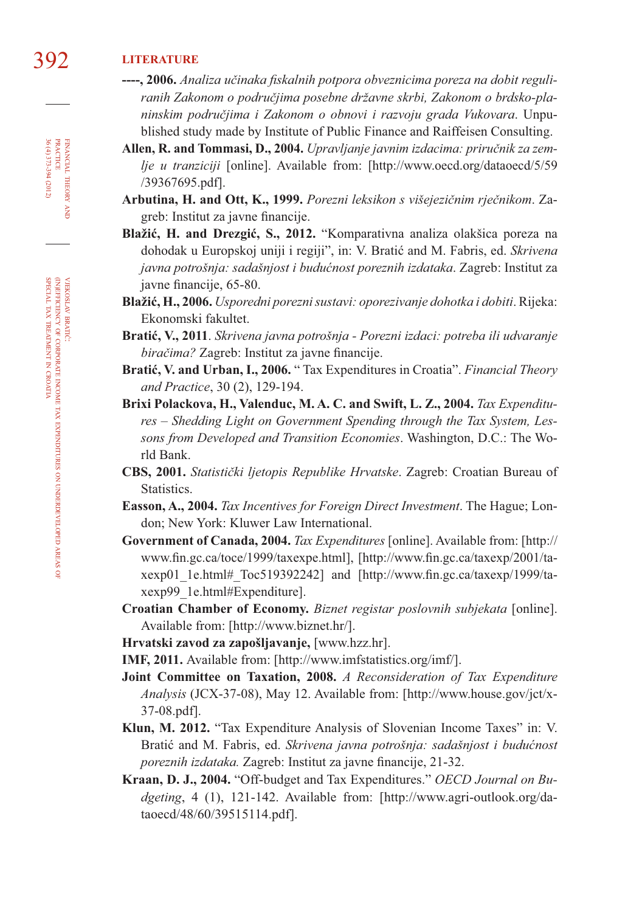**LITERATURE**

**----, 2006.** *Analiza učinaka fiskalnih potpora obveznicima poreza na dobit reguliranih Zakonom o područjima posebne državne skrbi, Zakonom o brdsko-planinskim područjima i Zakonom o obnovi i razvoju grada Vukovara*. Unpublished study made by Institute of Public Finance and Raiffeisen Consulting.

**Allen, R. and Tommasi, D., 2004.** *Upravljanje javnim izdacima: priručnik za zemlje u tranziciji* [online]. Available from: [http://www.oecd.org/dataoecd/5/59/39367695.pdf].

**Arbutina, H. and Ott, K., 1999.** *Porezni leksikon s višejezičnim rječnikom*. Zagreb: Institut za javne financije.

**Blažić, H. and Drezgić, S., 2012.** "Komparativna analiza olakšica poreza na dohodak u Europskoj uniji i regiji", in: V. Bratić and M. Fabris, ed. *Skrivena javna potrošnja: sadašnjost i budućnost poreznih izdataka*. Zagreb: Institut za javne financije, 65-80.

**Blažić, H., 2006.** *Usporedni porezni sustavi: oporezivanje dohotka i dobiti*. Rijeka: Ekonomski fakultet.

**Bratić, V., 2011**. *Skrivena javna potrošnja - Porezni izdaci: potreba ili udvaranje biračima?* Zagreb: Institut za javne financije.

**Bratić, V. and Urban, I., 2006.** " Tax Expenditures in Croatia". *Financial Theory and Practice*, 30 (2), 129-194.

**Brixi Polackova, H., Valenduc, M. A. C. and Swift, L. Z., 2004.** *Tax Expenditures – Shedding Light on Government Spending through the Tax System, Lessons from Developed and Transition Economies*. Washington, D.C.: The World Bank.

**CBS, 2001.** *Statistički ljetopis Republike Hrvatske*. Zagreb: Croatian Bureau of Statistics.

**Easson, A., 2004.** *Tax Incentives for Foreign Direct Investment*. The Hague; London; New York: Kluwer Law International.

**Government of Canada, 2004.** *Tax Expenditures* [online]. Available from: [http://www.fin.gc.ca/toce/1999/taxexpe.html], [http://www.fin.gc.ca/taxexp/2001/taxexp01_1e.html#_Toc519392242] and [http://www.fin.gc.ca/taxexp/1999/taxexp99_1e.html#Expenditure].

**Croatian Chamber of Economy.** *Biznet registar poslovnih subjekata* [online]. Available from: [http://www.biznet.hr/].

**Hrvatski zavod za zapošljavanje,** [www.hzz.hr].

**IMF, 2011.** Available from: [http://www.imfstatistics.org/imf/].

**Joint Committee on Taxation, 2008.** *A Reconsideration of Tax Expenditure Analysis* (JCX-37-08), May 12. Available from: [http://www.house.gov/jct/x-37-08.pdf].

**Klun, M. 2012.** "Tax Expenditure Analysis of Slovenian Income Taxes" in: V. Bratić and M. Fabris, ed. *Skrivena javna potrošnja: sadašnjost i budućnost poreznih izdataka.* Zagreb: Institut za javne financije, 21-32.

**Kraan, D. J., 2004.** "Off-budget and Tax Expenditures." *OECD Journal on Budgeting*, 4 (1), 121-142. Available from: [http://www.agri-outlook.org/dataoecd/48/60/39515114.pdf].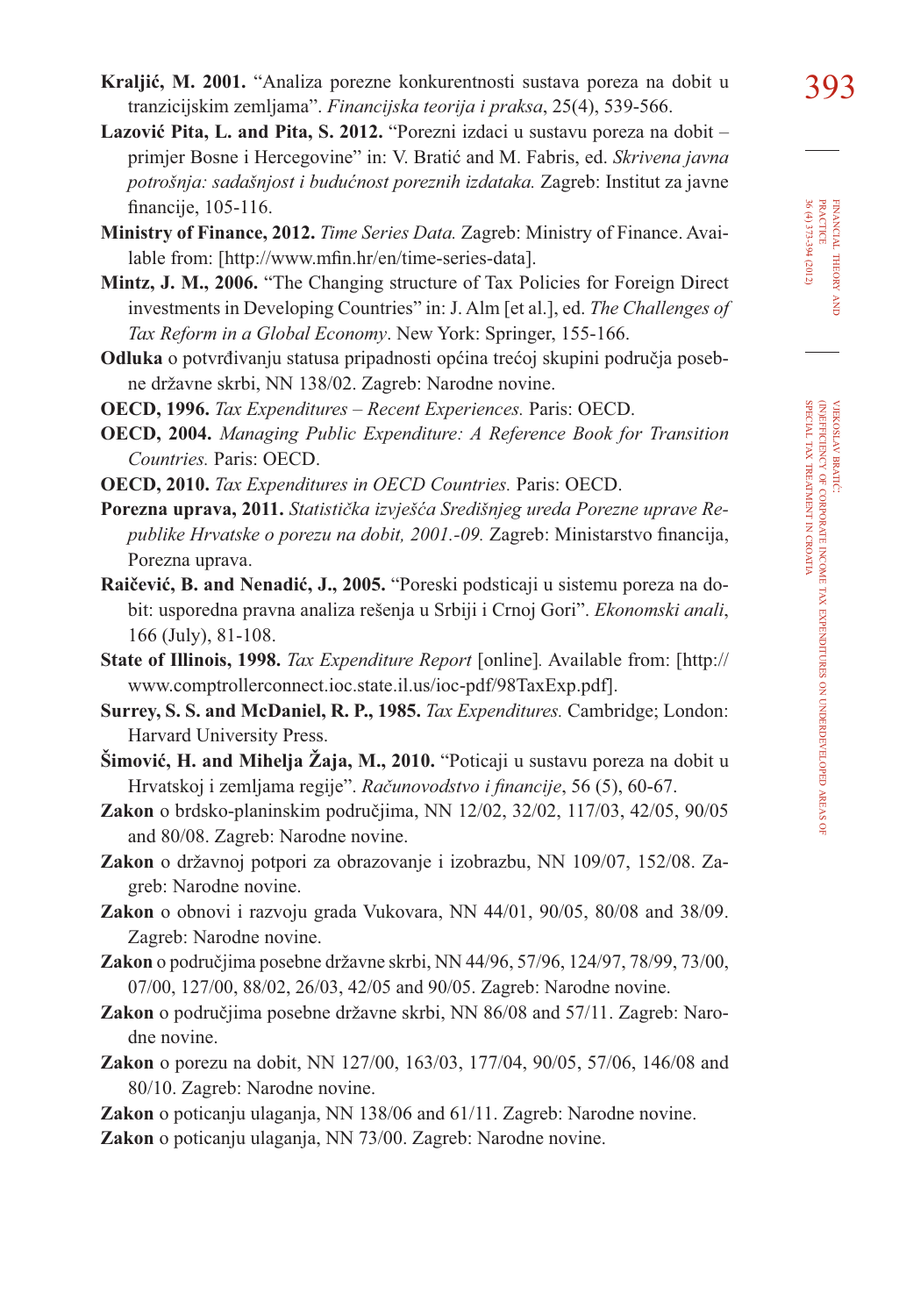**Kraljić, M. 2001.** "Analiza porezne konkurentnosti sustava poreza na dobit u tranzicijskim zemljama". *Financijska teorija i praksa*, 25(4), 539-566.

**Lazović Pita, L. and Pita, S. 2012.** "Porezni izdaci u sustavu poreza na dobit – primjer Bosne i Hercegovine" in: V. Bratić and M. Fabris, ed. *Skrivena javna potrošnja: sadašnjost i budućnost poreznih izdataka.* Zagreb: Institut za javne financije, 105-116.

**Ministry of Finance, 2012.** *Time Series Data.* Zagreb: Ministry of Finance. Available from: [http://www.mfin.hr/en/time-series-data].

**Mintz, J. M., 2006.** "The Changing structure of Tax Policies for Foreign Direct investments in Developing Countries" in: J. Alm [et al.], ed. *The Challenges of Tax Reform in a Global Economy*. New York: Springer, 155-166.

**Odluka** o potvrđivanju statusa pripadnosti općina trećoj skupini područja posebne državne skrbi, NN 138/02. Zagreb: Narodne novine.

**OECD, 1996.** *Tax Expenditures – Recent Experiences.* Paris: OECD.

**OECD, 2004.** *Managing Public Expenditure: A Reference Book for Transition Countries.* Paris: OECD.

**OECD, 2010.** *Tax Expenditures in OECD Countries.* Paris: OECD.

**Porezna uprava, 2011.** *Statistička izvješća Središnjeg ureda Porezne uprave Republike Hrvatske o porezu na dobit, 2001.-09.* Zagreb: Ministarstvo financija, Porezna uprava.

**Raičević, B. and Nenadić, J., 2005.** "Poreski podsticaji u sistemu poreza na dobit: usporedna pravna analiza rešenja u Srbiji i Crnoj Gori". *Ekonomski anali*, 166 (July), 81-108.

**State of Illinois, 1998.** *Tax Expenditure Report* [online]. Available from: [http://www.comptrollerconnect.ioc.state.il.us/ioc-pdf/98TaxExp.pdf].

**Surrey, S. S. and McDaniel, R. P., 1985.** *Tax Expenditures.* Cambridge; London: Harvard University Press.

**Šimović, H. and Mihelja Žaja, M., 2010.** "Poticaji u sustavu poreza na dobit u Hrvatskoj i zemljama regije". *Računovodstvo i financije*, 56 (5), 60-67.

**Zakon** o brdsko-planinskim područjima, NN 12/02, 32/02, 117/03, 42/05, 90/05 and 80/08. Zagreb: Narodne novine.

**Zakon** o državnoj potpori za obrazovanje i izobrazbu, NN 109/07, 152/08. Zagreb: Narodne novine.

**Zakon** o obnovi i razvoju grada Vukovara, NN 44/01, 90/05, 80/08 and 38/09. Zagreb: Narodne novine.

**Zakon** o područjima posebne državne skrbi, NN 44/96, 57/96, 124/97, 78/99, 73/00, 07/00, 127/00, 88/02, 26/03, 42/05 and 90/05. Zagreb: Narodne novine.

**Zakon** o područjima posebne državne skrbi, NN 86/08 and 57/11. Zagreb: Narodne novine.

**Zakon** o porezu na dobit, NN 127/00, 163/03, 177/04, 90/05, 57/06, 146/08 and 80/10. Zagreb: Narodne novine.

**Zakon** o poticanju ulaganja, NN 138/06 and 61/11. Zagreb: Narodne novine.

**Zakon** o poticanju ulaganja, NN 73/00. Zagreb: Narodne novine.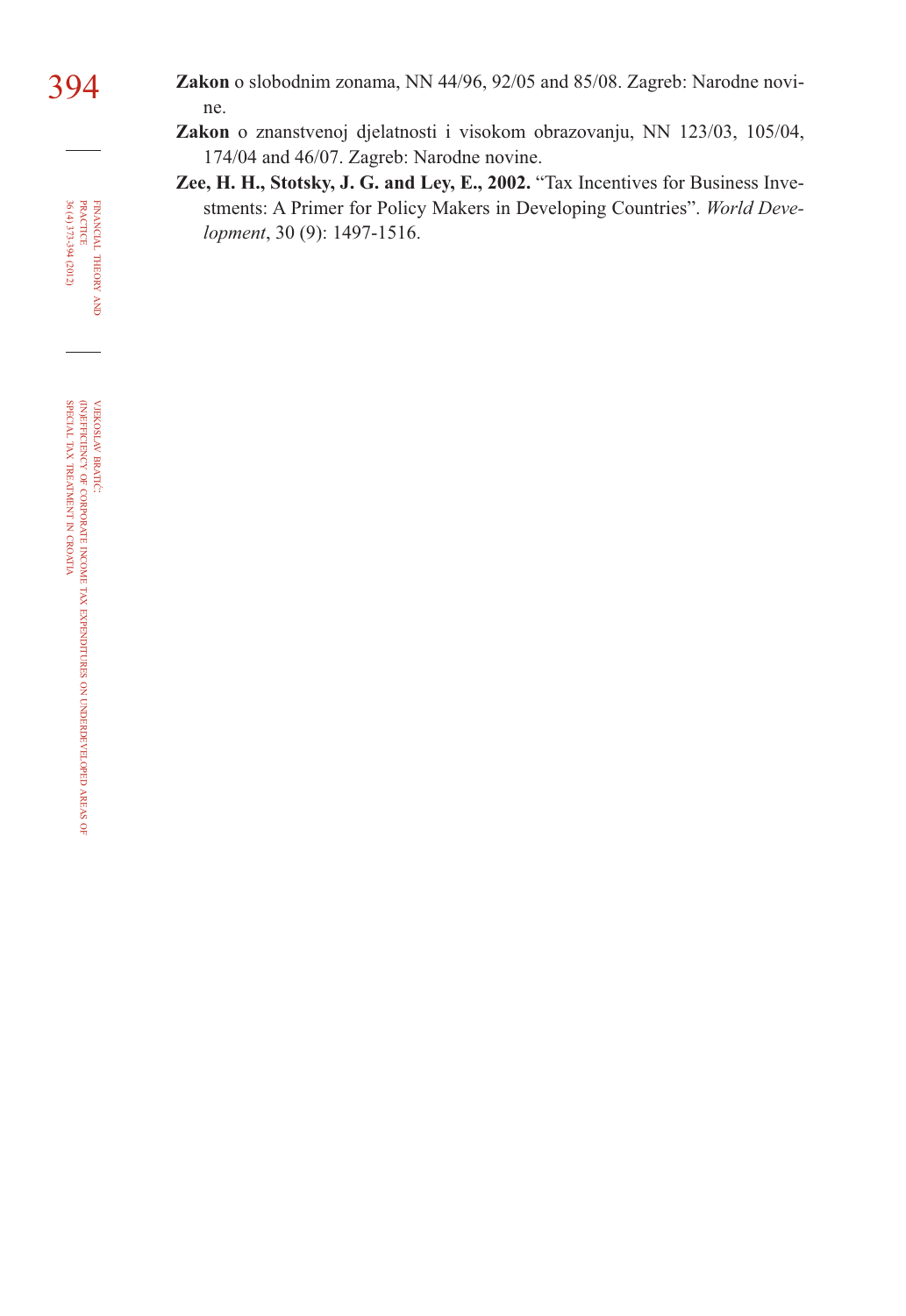**Zakon** o slobodnim zonama, NN 44/96, 92/05 and 85/08. Zagreb: Narodne novine.

**Zakon** o znanstvenoj djelatnosti i visokom obrazovanju, NN 123/03, 105/04, 174/04 and 46/07. Zagreb: Narodne novine.

**Zee, H. H., Stotsky, J. G. and Ley, E., 2002.** "Tax Incentives for Business Investments: A Primer for Policy Makers in Developing Countries". *World Development*, 30 (9): 1497-1516.